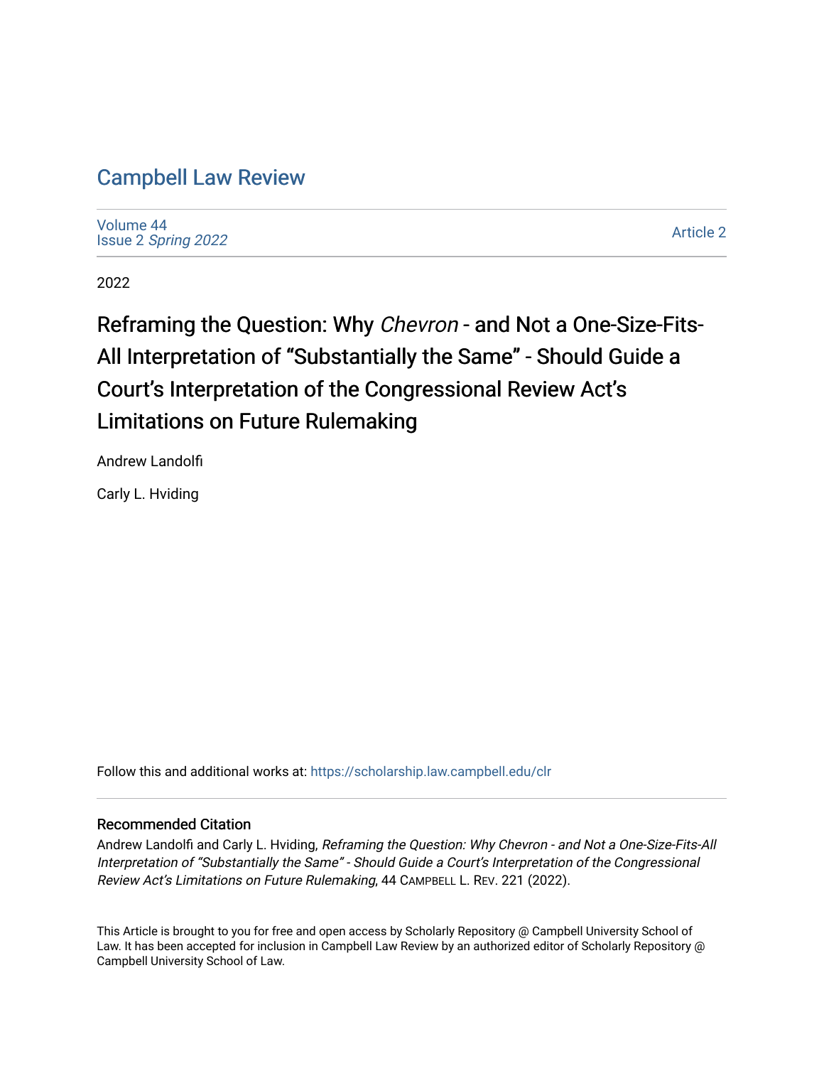# Campbell Law Review

Volume 44
Issue 2 *Spring 2022*

Article 2

2022

## Reframing the Question: Why *Chevron* - and Not a One-Size-Fits-All Interpretation of "Substantially the Same" - Should Guide a Court's Interpretation of the Congressional Review Act's Limitations on Future Rulemaking

Andrew Landolfi

Carly L. Hviding

Follow this and additional works at: https://scholarship.law.campbell.edu/clr

### Recommended Citation

Andrew Landolfi and Carly L. Hviding, *Reframing the Question: Why Chevron - and Not a One-Size-Fits-All Interpretation of "Substantially the Same" - Should Guide a Court's Interpretation of the Congressional Review Act's Limitations on Future Rulemaking*, 44 CAMPBELL L. REV. 221 (2022).

This Article is brought to you for free and open access by Scholarly Repository @ Campbell University School of Law. It has been accepted for inclusion in Campbell Law Review by an authorized editor of Scholarly Repository @ Campbell University School of Law.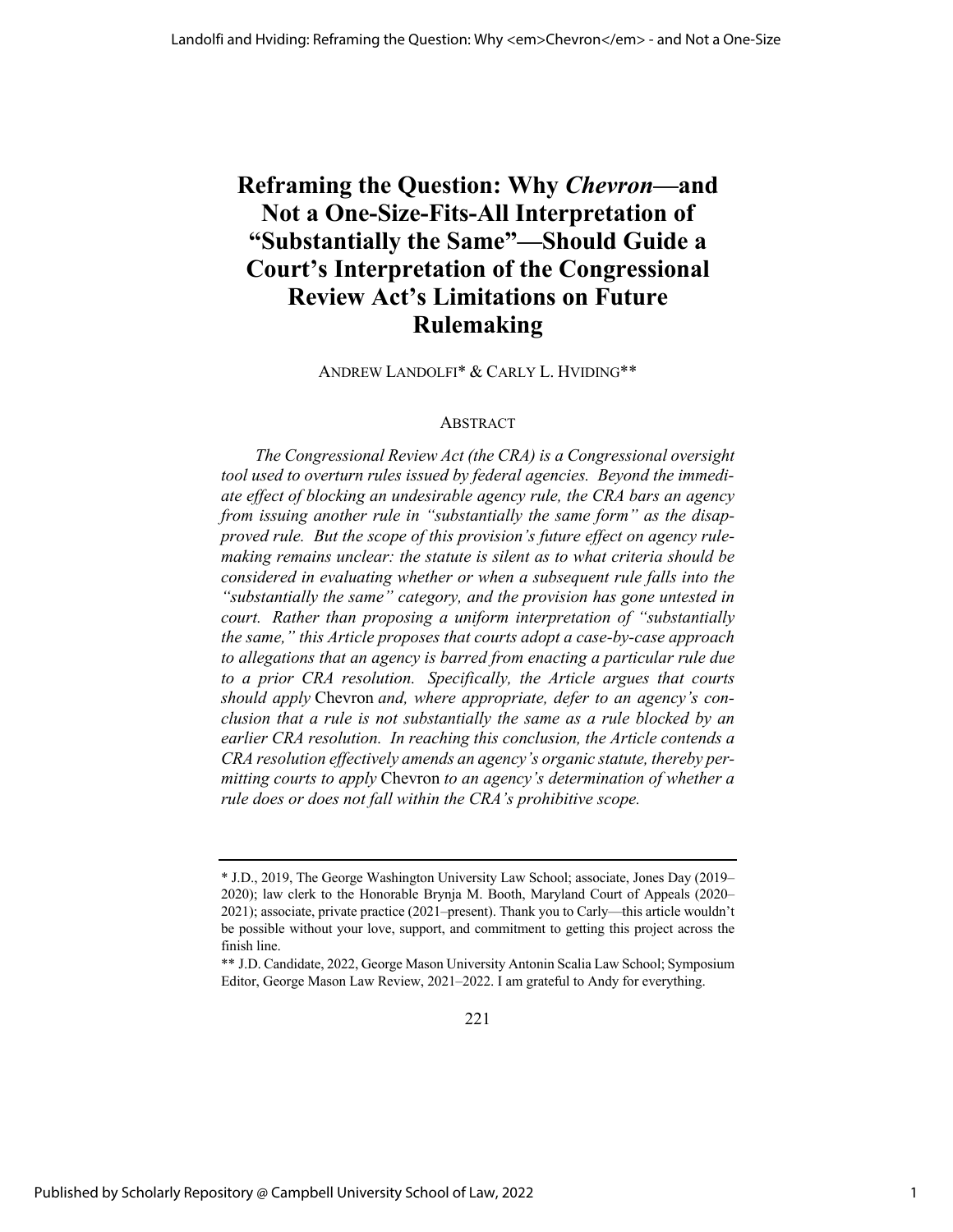# Reframing the Question: Why *Chevron*—and Not a One-Size-Fits-All Interpretation of "Substantially the Same"—Should Guide a Court's Interpretation of the Congressional Review Act's Limitations on Future Rulemaking

ANDREW LANDOLFI* & CARLY L. HVIDING**

## ABSTRACT

*The Congressional Review Act (the CRA) is a Congressional oversight tool used to overturn rules issued by federal agencies. Beyond the immediate effect of blocking an undesirable agency rule, the CRA bars an agency from issuing another rule in "substantially the same form" as the disapproved rule. But the scope of this provision's future effect on agency rulemaking remains unclear: the statute is silent as to what criteria should be considered in evaluating whether or when a subsequent rule falls into the "substantially the same" category, and the provision has gone untested in court. Rather than proposing a uniform interpretation of "substantially the same," this Article proposes that courts adopt a case-by-case approach to allegations that an agency is barred from enacting a particular rule due to a prior CRA resolution. Specifically, the Article argues that courts should apply* Chevron *and, where appropriate, defer to an agency's conclusion that a rule is not substantially the same as a rule blocked by an earlier CRA resolution. In reaching this conclusion, the Article contends a CRA resolution effectively amends an agency's organic statute, thereby permitting courts to apply* Chevron *to an agency's determination of whether a rule does or does not fall within the CRA's prohibitive scope.*

---

\* J.D., 2019, The George Washington University Law School; associate, Jones Day (2019–2020); law clerk to the Honorable Brynja M. Booth, Maryland Court of Appeals (2020–2021); associate, private practice (2021–present). Thank you to Carly—this article wouldn't be possible without your love, support, and commitment to getting this project across the finish line.

\*\* J.D. Candidate, 2022, George Mason University Antonin Scalia Law School; Symposium Editor, George Mason Law Review, 2021–2022. I am grateful to Andy for everything.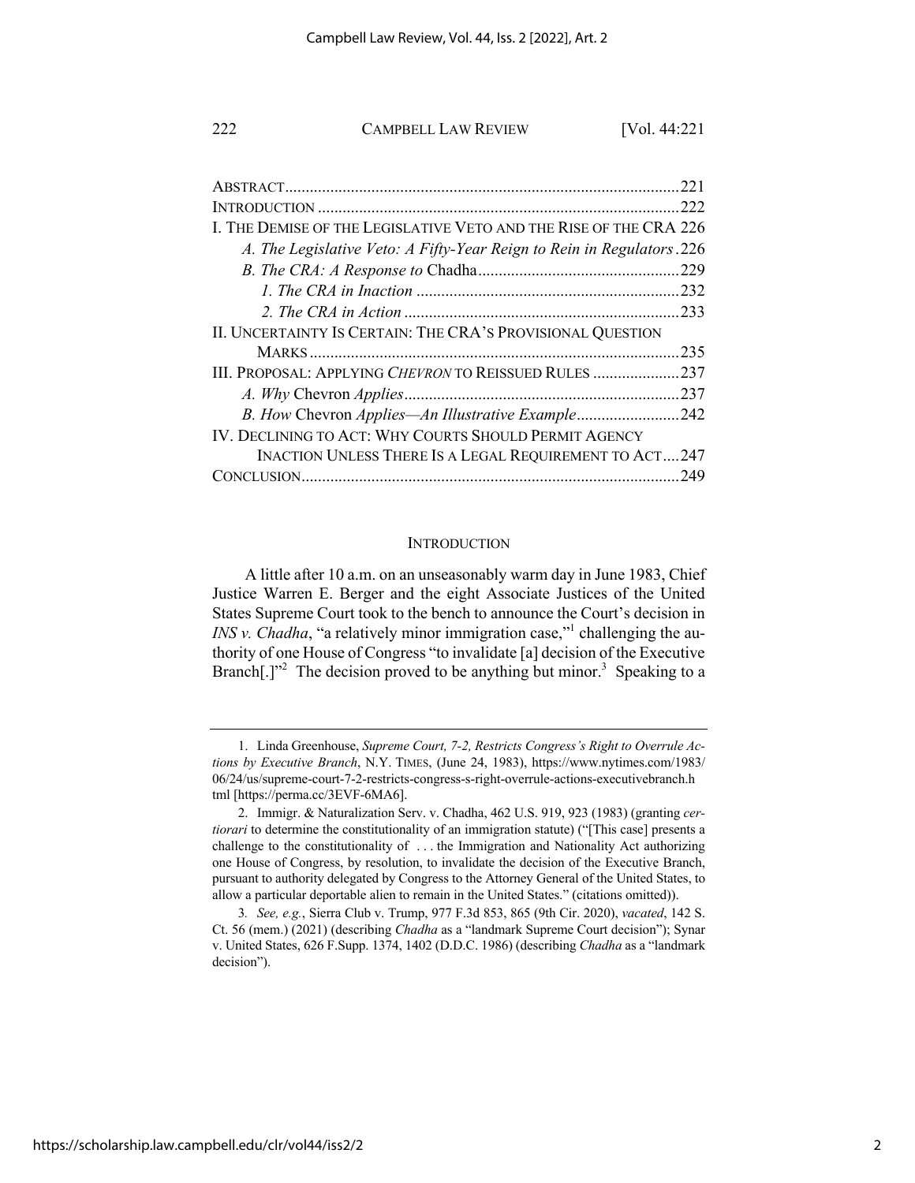| | |
|---|---|
| ABSTRACT | 221 |
| INTRODUCTION | 222 |
| I. THE DEMISE OF THE LEGISLATIVE VETO AND THE RISE OF THE CRA | 226 |
| *A. The Legislative Veto: A Fifty-Year Reign to Rein in Regulators* | 226 |
| *B. The CRA: A Response to* Chadha | 229 |
| *1. The CRA in Inaction* | 232 |
| *2. The CRA in Action* | 233 |
| II. UNCERTAINTY IS CERTAIN: THE CRA'S PROVISIONAL QUESTION MARKS | 235 |
| III. PROPOSAL: APPLYING *CHEVRON* TO REISSUED RULES | 237 |
| *A. Why* Chevron *Applies* | 237 |
| *B. How* Chevron *Applies—An Illustrative Example* | 242 |
| IV. DECLINING TO ACT: WHY COURTS SHOULD PERMIT AGENCY INACTION UNLESS THERE IS A LEGAL REQUIREMENT TO ACT | 247 |
| CONCLUSION | 249 |

## INTRODUCTION

A little after 10 a.m. on an unseasonably warm day in June 1983, Chief Justice Warren E. Berger and the eight Associate Justices of the United States Supreme Court took to the bench to announce the Court's decision in *INS v. Chadha*, "a relatively minor immigration case,"[1] challenging the authority of one House of Congress "to invalidate [a] decision of the Executive Branch[.]"[2] The decision proved to be anything but minor.[3] Speaking to a

---

1. Linda Greenhouse, *Supreme Court, 7-2, Restricts Congress's Right to Overrule Actions by Executive Branch*, N.Y. TIMES, (June 24, 1983), https://www.nytimes.com/1983/06/24/us/supreme-court-7-2-restricts-congress-s-right-overrule-actions-executivebranch.html [https://perma.cc/3EVF-6MA6].

2. Immigr. & Naturalization Serv. v. Chadha, 462 U.S. 919, 923 (1983) (granting *certiorari* to determine the constitutionality of an immigration statute) ("[This case] presents a challenge to the constitutionality of . . . the Immigration and Nationality Act authorizing one House of Congress, by resolution, to invalidate the decision of the Executive Branch, pursuant to authority delegated by Congress to the Attorney General of the United States, to allow a particular deportable alien to remain in the United States." (citations omitted)).

3. *See, e.g.*, Sierra Club v. Trump, 977 F.3d 853, 865 (9th Cir. 2020), *vacated*, 142 S. Ct. 56 (mem.) (2021) (describing *Chadha* as a "landmark Supreme Court decision"); Synar v. United States, 626 F.Supp. 1374, 1402 (D.D.C. 1986) (describing *Chadha* as a "landmark decision").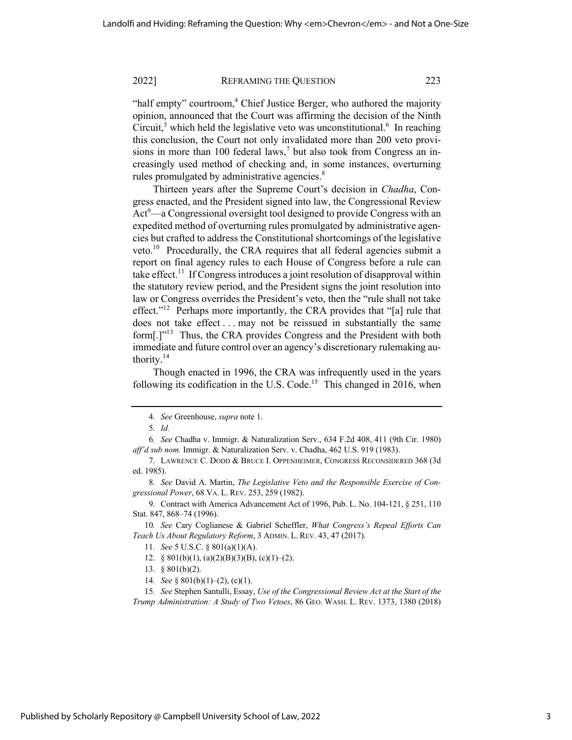"half empty" courtroom,[4] Chief Justice Berger, who authored the majority opinion, announced that the Court was affirming the decision of the Ninth Circuit,[5] which held the legislative veto was unconstitutional.[6] In reaching this conclusion, the Court not only invalidated more than 200 veto provisions in more than 100 federal laws,[7] but also took from Congress an increasingly used method of checking and, in some instances, overturning rules promulgated by administrative agencies.[8]

Thirteen years after the Supreme Court's decision in *Chadha*, Congress enacted, and the President signed into law, the Congressional Review Act[9]—a Congressional oversight tool designed to provide Congress with an expedited method of overturning rules promulgated by administrative agencies but crafted to address the Constitutional shortcomings of the legislative veto.[10] Procedurally, the CRA requires that all federal agencies submit a report on final agency rules to each House of Congress before a rule can take effect.[11] If Congress introduces a joint resolution of disapproval within the statutory review period, and the President signs the joint resolution into law or Congress overrides the President's veto, then the "rule shall not take effect."[12] Perhaps more importantly, the CRA provides that "[a] rule that does not take effect . . . may not be reissued in substantially the same form[.]"[13] Thus, the CRA provides Congress and the President with both immediate and future control over an agency's discretionary rulemaking authority.[14]

Though enacted in 1996, the CRA was infrequently used in the years following its codification in the U.S. Code.[15] This changed in 2016, when

---

4. *See* Greenhouse, *supra* note 1.

5. *Id.*

6. *See* Chadha v. Immigr. & Naturalization Serv., 634 F.2d 408, 411 (9th Cir. 1980) *aff'd sub nom.* Immigr. & Naturalization Serv. v. Chadha, 462 U.S. 919 (1983).

7. LAWRENCE C. DODD & BRUCE I. OPPENHEIMER, CONGRESS RECONSIDERED 368 (3d ed. 1985).

8. *See* David A. Martin, *The Legislative Veto and the Responsible Exercise of Congressional Power*, 68 VA. L. REV. 253, 259 (1982).

9. Contract with America Advancement Act of 1996, Pub. L. No. 104-121, § 251, 110 Stat. 847, 868–74 (1996).

10. *See* Cary Coglianese & Gabriel Scheffler, *What Congress's Repeal Efforts Can Teach Us About Regulatory Reform*, 3 ADMIN. L. REV. 43, 47 (2017).

11. *See* 5 U.S.C. § 801(a)(1)(A).

12. § 801(b)(1), (a)(2)(B)(3)(B), (c)(1)–(2).

13. § 801(b)(2).

14. *See* § 801(b)(1)–(2), (c)(1).

15. *See* Stephen Santulli, Essay, *Use of the Congressional Review Act at the Start of the Trump Administration: A Study of Two Vetoes*, 86 GEO. WASH. L. REV. 1373, 1380 (2018)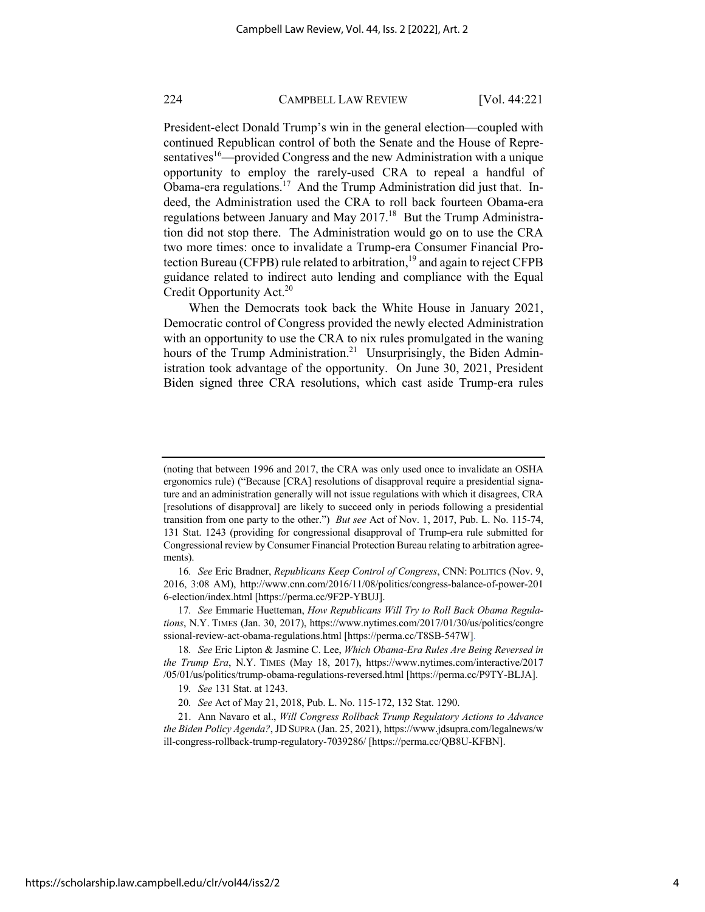President-elect Donald Trump's win in the general election—coupled with continued Republican control of both the Senate and the House of Representatives[16]—provided Congress and the new Administration with a unique opportunity to employ the rarely-used CRA to repeal a handful of Obama-era regulations.[17] And the Trump Administration did just that. Indeed, the Administration used the CRA to roll back fourteen Obama-era regulations between January and May 2017.[18] But the Trump Administration did not stop there. The Administration would go on to use the CRA two more times: once to invalidate a Trump-era Consumer Financial Protection Bureau (CFPB) rule related to arbitration,[19] and again to reject CFPB guidance related to indirect auto lending and compliance with the Equal Credit Opportunity Act.[20]

When the Democrats took back the White House in January 2021, Democratic control of Congress provided the newly elected Administration with an opportunity to use the CRA to nix rules promulgated in the waning hours of the Trump Administration.[21] Unsurprisingly, the Biden Administration took advantage of the opportunity. On June 30, 2021, President Biden signed three CRA resolutions, which cast aside Trump-era rules

---

(noting that between 1996 and 2017, the CRA was only used once to invalidate an OSHA ergonomics rule) ("Because [CRA] resolutions of disapproval require a presidential signature and an administration generally will not issue regulations with which it disagrees, CRA [resolutions of disapproval] are likely to succeed only in periods following a presidential transition from one party to the other.") *But see* Act of Nov. 1, 2017, Pub. L. No. 115-74, 131 Stat. 1243 (providing for congressional disapproval of Trump-era rule submitted for Congressional review by Consumer Financial Protection Bureau relating to arbitration agreements).

16. *See* Eric Bradner, *Republicans Keep Control of Congress*, CNN: POLITICS (Nov. 9, 2016, 3:08 AM), http://www.cnn.com/2016/11/08/politics/congress-balance-of-power-2016-election/index.html [https://perma.cc/9F2P-YBUJ].

17. *See* Emmarie Huetteman, *How Republicans Will Try to Roll Back Obama Regulations*, N.Y. TIMES (Jan. 30, 2017), https://www.nytimes.com/2017/01/30/us/politics/congressional-review-act-obama-regulations.html [https://perma.cc/T8SB-547W].

18. *See* Eric Lipton & Jasmine C. Lee, *Which Obama-Era Rules Are Being Reversed in the Trump Era*, N.Y. TIMES (May 18, 2017), https://www.nytimes.com/interactive/2017/05/01/us/politics/trump-obama-regulations-reversed.html [https://perma.cc/P9TY-BLJA].

19. *See* 131 Stat. at 1243.

20. *See* Act of May 21, 2018, Pub. L. No. 115-172, 132 Stat. 1290.

21. Ann Navaro et al., *Will Congress Rollback Trump Regulatory Actions to Advance the Biden Policy Agenda?*, JD SUPRA (Jan. 25, 2021), https://www.jdsupra.com/legalnews/will-congress-rollback-trump-regulatory-7039286/ [https://perma.cc/QB8U-KFBN].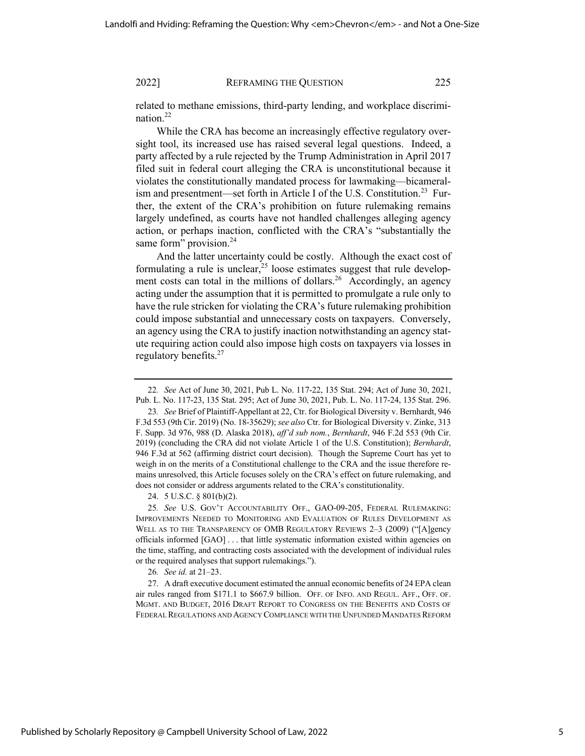related to methane emissions, third-party lending, and workplace discrimination.[22]

While the CRA has become an increasingly effective regulatory oversight tool, its increased use has raised several legal questions. Indeed, a party affected by a rule rejected by the Trump Administration in April 2017 filed suit in federal court alleging the CRA is unconstitutional because it violates the constitutionally mandated process for lawmaking—bicameralism and presentment—set forth in Article I of the U.S. Constitution.[23] Further, the extent of the CRA's prohibition on future rulemaking remains largely undefined, as courts have not handled challenges alleging agency action, or perhaps inaction, conflicted with the CRA's "substantially the same form" provision.[24]

And the latter uncertainty could be costly. Although the exact cost of formulating a rule is unclear,[25] loose estimates suggest that rule development costs can total in the millions of dollars.[26] Accordingly, an agency acting under the assumption that it is permitted to promulgate a rule only to have the rule stricken for violating the CRA's future rulemaking prohibition could impose substantial and unnecessary costs on taxpayers. Conversely, an agency using the CRA to justify inaction notwithstanding an agency statute requiring action could also impose high costs on taxpayers via losses in regulatory benefits.[27]

---

22. *See* Act of June 30, 2021, Pub L. No. 117-22, 135 Stat. 294; Act of June 30, 2021, Pub. L. No. 117-23, 135 Stat. 295; Act of June 30, 2021, Pub. L. No. 117-24, 135 Stat. 296.

23. *See* Brief of Plaintiff-Appellant at 22, Ctr. for Biological Diversity v. Bernhardt, 946 F.3d 553 (9th Cir. 2019) (No. 18-35629); *see also* Ctr. for Biological Diversity v. Zinke, 313 F. Supp. 3d 976, 988 (D. Alaska 2018), *aff'd sub nom.*, *Bernhardt*, 946 F.2d 553 (9th Cir. 2019) (concluding the CRA did not violate Article 1 of the U.S. Constitution); *Bernhardt*, 946 F.3d at 562 (affirming district court decision). Though the Supreme Court has yet to weigh in on the merits of a Constitutional challenge to the CRA and the issue therefore remains unresolved, this Article focuses solely on the CRA's effect on future rulemaking, and does not consider or address arguments related to the CRA's constitutionality.

24. 5 U.S.C. § 801(b)(2).

25. *See* U.S. GOV'T ACCOUNTABILITY OFF., GAO-09-205, FEDERAL RULEMAKING: IMPROVEMENTS NEEDED TO MONITORING AND EVALUATION OF RULES DEVELOPMENT AS WELL AS TO THE TRANSPARENCY OF OMB REGULATORY REVIEWS 2–3 (2009) ("[A]gency officials informed [GAO] . . . that little systematic information existed within agencies on the time, staffing, and contracting costs associated with the development of individual rules or the required analyses that support rulemakings.").

26. *See id.* at 21–23.

27. A draft executive document estimated the annual economic benefits of 24 EPA clean air rules ranged from $171.1 to $667.9 billion. OFF. OF INFO. AND REGUL. AFF., OFF. OF. MGMT. AND BUDGET, 2016 DRAFT REPORT TO CONGRESS ON THE BENEFITS AND COSTS OF FEDERAL REGULATIONS AND AGENCY COMPLIANCE WITH THE UNFUNDED MANDATES REFORM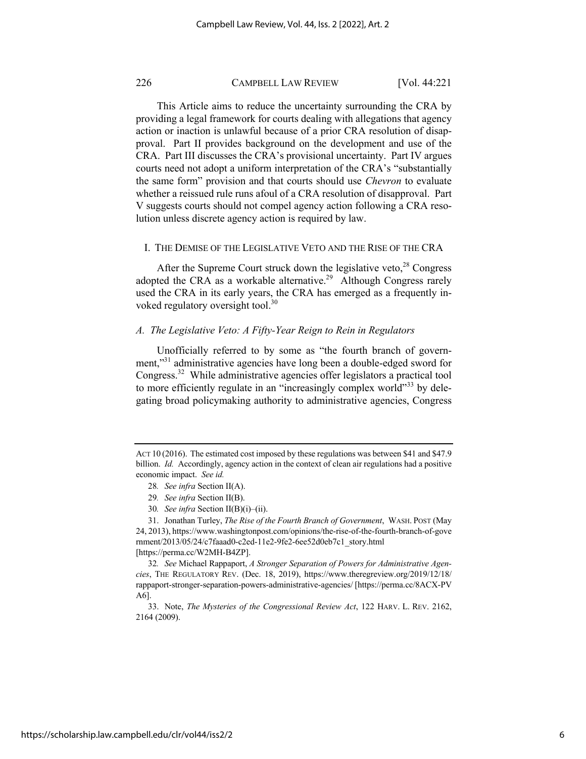This Article aims to reduce the uncertainty surrounding the CRA by providing a legal framework for courts dealing with allegations that agency action or inaction is unlawful because of a prior CRA resolution of disapproval. Part II provides background on the development and use of the CRA. Part III discusses the CRA's provisional uncertainty. Part IV argues courts need not adopt a uniform interpretation of the CRA's "substantially the same form" provision and that courts should use *Chevron* to evaluate whether a reissued rule runs afoul of a CRA resolution of disapproval. Part V suggests courts should not compel agency action following a CRA resolution unless discrete agency action is required by law.

## I. The Demise of the Legislative Veto and the Rise of the CRA

After the Supreme Court struck down the legislative veto,[28] Congress adopted the CRA as a workable alternative.[29] Although Congress rarely used the CRA in its early years, the CRA has emerged as a frequently invoked regulatory oversight tool.[30]

### *A. The Legislative Veto: A Fifty-Year Reign to Rein in Regulators*

Unofficially referred to by some as "the fourth branch of government,"[31] administrative agencies have long been a double-edged sword for Congress.[32] While administrative agencies offer legislators a practical tool to more efficiently regulate in an "increasingly complex world"[33] by delegating broad policymaking authority to administrative agencies, Congress

---

ACT 10 (2016). The estimated cost imposed by these regulations was between $41 and $47.9 billion. *Id.* Accordingly, agency action in the context of clean air regulations had a positive economic impact. *See id.*

28. *See infra* Section II(A).

29. *See infra* Section II(B).

30. *See infra* Section II(B)(i)–(ii).

31. Jonathan Turley, *The Rise of the Fourth Branch of Government*, WASH. POST (May 24, 2013), https://www.washingtonpost.com/opinions/the-rise-of-the-fourth-branch-of-government/2013/05/24/c7faaad0-c2ed-11e2-9fe2-6ee52d0eb7c1_story.html [https://perma.cc/W2MH-B4ZP].

32. *See* Michael Rappaport, *A Stronger Separation of Powers for Administrative Agencies*, THE REGULATORY REV. (Dec. 18, 2019), https://www.theregreview.org/2019/12/18/rappaport-stronger-separation-powers-administrative-agencies/ [https://perma.cc/8ACX-PVA6].

33. Note, *The Mysteries of the Congressional Review Act*, 122 HARV. L. REV. 2162, 2164 (2009).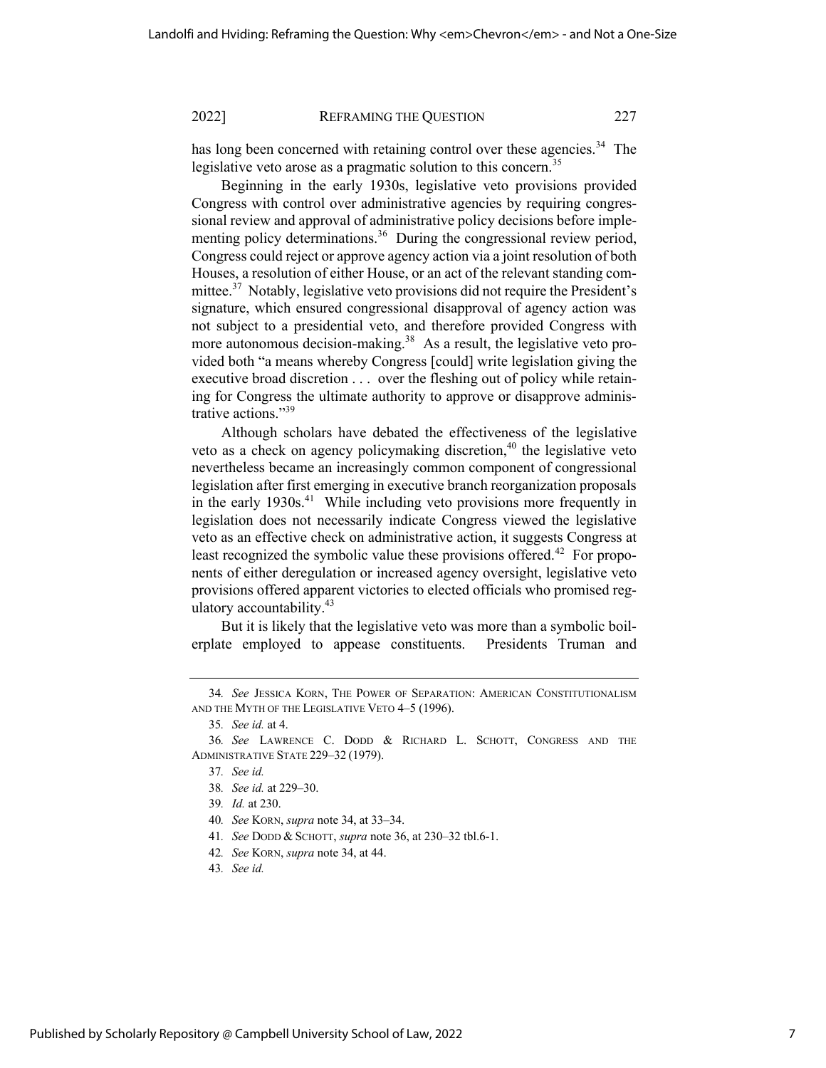has long been concerned with retaining control over these agencies.[34] The legislative veto arose as a pragmatic solution to this concern.[35]

Beginning in the early 1930s, legislative veto provisions provided Congress with control over administrative agencies by requiring congressional review and approval of administrative policy decisions before implementing policy determinations.[36] During the congressional review period, Congress could reject or approve agency action via a joint resolution of both Houses, a resolution of either House, or an act of the relevant standing committee.[37] Notably, legislative veto provisions did not require the President's signature, which ensured congressional disapproval of agency action was not subject to a presidential veto, and therefore provided Congress with more autonomous decision-making.[38] As a result, the legislative veto provided both "a means whereby Congress [could] write legislation giving the executive broad discretion . . . over the fleshing out of policy while retaining for Congress the ultimate authority to approve or disapprove administrative actions."[39]

Although scholars have debated the effectiveness of the legislative veto as a check on agency policymaking discretion,[40] the legislative veto nevertheless became an increasingly common component of congressional legislation after first emerging in executive branch reorganization proposals in the early 1930s.[41] While including veto provisions more frequently in legislation does not necessarily indicate Congress viewed the legislative veto as an effective check on administrative action, it suggests Congress at least recognized the symbolic value these provisions offered.[42] For proponents of either deregulation or increased agency oversight, legislative veto provisions offered apparent victories to elected officials who promised regulatory accountability.[43]

But it is likely that the legislative veto was more than a symbolic boilerplate employed to appease constituents. Presidents Truman and

---

34. *See* JESSICA KORN, THE POWER OF SEPARATION: AMERICAN CONSTITUTIONALISM AND THE MYTH OF THE LEGISLATIVE VETO 4–5 (1996).

35. *See id.* at 4.

36. *See* LAWRENCE C. DODD & RICHARD L. SCHOTT, CONGRESS AND THE ADMINISTRATIVE STATE 229–32 (1979).

37. *See id.*

38. *See id.* at 229–30.

39. *Id.* at 230.

40. *See* KORN, *supra* note 34, at 33–34.

41. *See* DODD & SCHOTT, *supra* note 36, at 230–32 tbl.6-1.

42. *See* KORN, *supra* note 34, at 44.

43. *See id.*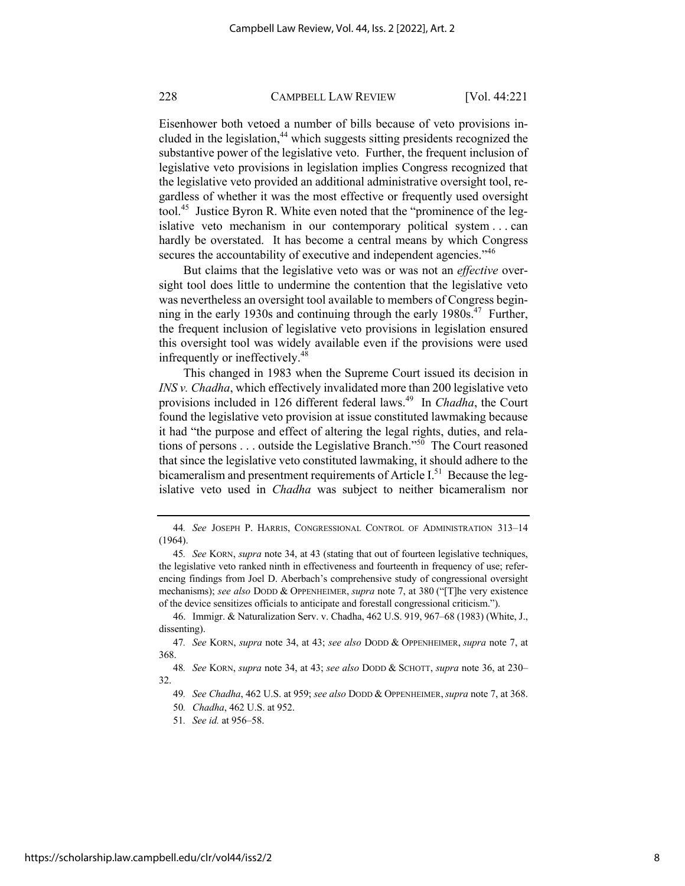Eisenhower both vetoed a number of bills because of veto provisions included in the legislation,[44] which suggests sitting presidents recognized the substantive power of the legislative veto. Further, the frequent inclusion of legislative veto provisions in legislation implies Congress recognized that the legislative veto provided an additional administrative oversight tool, regardless of whether it was the most effective or frequently used oversight tool.[45] Justice Byron R. White even noted that the "prominence of the legislative veto mechanism in our contemporary political system . . . can hardly be overstated. It has become a central means by which Congress secures the accountability of executive and independent agencies."[46]

But claims that the legislative veto was or was not an *effective* oversight tool does little to undermine the contention that the legislative veto was nevertheless an oversight tool available to members of Congress beginning in the early 1930s and continuing through the early 1980s.[47] Further, the frequent inclusion of legislative veto provisions in legislation ensured this oversight tool was widely available even if the provisions were used infrequently or ineffectively.[48]

This changed in 1983 when the Supreme Court issued its decision in *INS v. Chadha*, which effectively invalidated more than 200 legislative veto provisions included in 126 different federal laws.[49] In *Chadha*, the Court found the legislative veto provision at issue constituted lawmaking because it had "the purpose and effect of altering the legal rights, duties, and relations of persons . . . outside the Legislative Branch."[50] The Court reasoned that since the legislative veto constituted lawmaking, it should adhere to the bicameralism and presentment requirements of Article I.[51] Because the legislative veto used in *Chadha* was subject to neither bicameralism nor

---

44. *See* JOSEPH P. HARRIS, CONGRESSIONAL CONTROL OF ADMINISTRATION 313–14 (1964).

45. *See* KORN, *supra* note 34, at 43 (stating that out of fourteen legislative techniques, the legislative veto ranked ninth in effectiveness and fourteenth in frequency of use; referencing findings from Joel D. Aberbach's comprehensive study of congressional oversight mechanisms); *see also* DODD & OPPENHEIMER, *supra* note 7, at 380 ("[T]he very existence of the device sensitizes officials to anticipate and forestall congressional criticism.").

46. Immigr. & Naturalization Serv. v. Chadha, 462 U.S. 919, 967–68 (1983) (White, J., dissenting).

47. *See* KORN, *supra* note 34, at 43; *see also* DODD & OPPENHEIMER, *supra* note 7, at 368.

48. *See* KORN, *supra* note 34, at 43; *see also* DODD & SCHOTT, *supra* note 36, at 230–32.

49. *See Chadha*, 462 U.S. at 959; *see also* DODD & OPPENHEIMER, *supra* note 7, at 368.

50. *Chadha*, 462 U.S. at 952.

51. *See id.* at 956–58.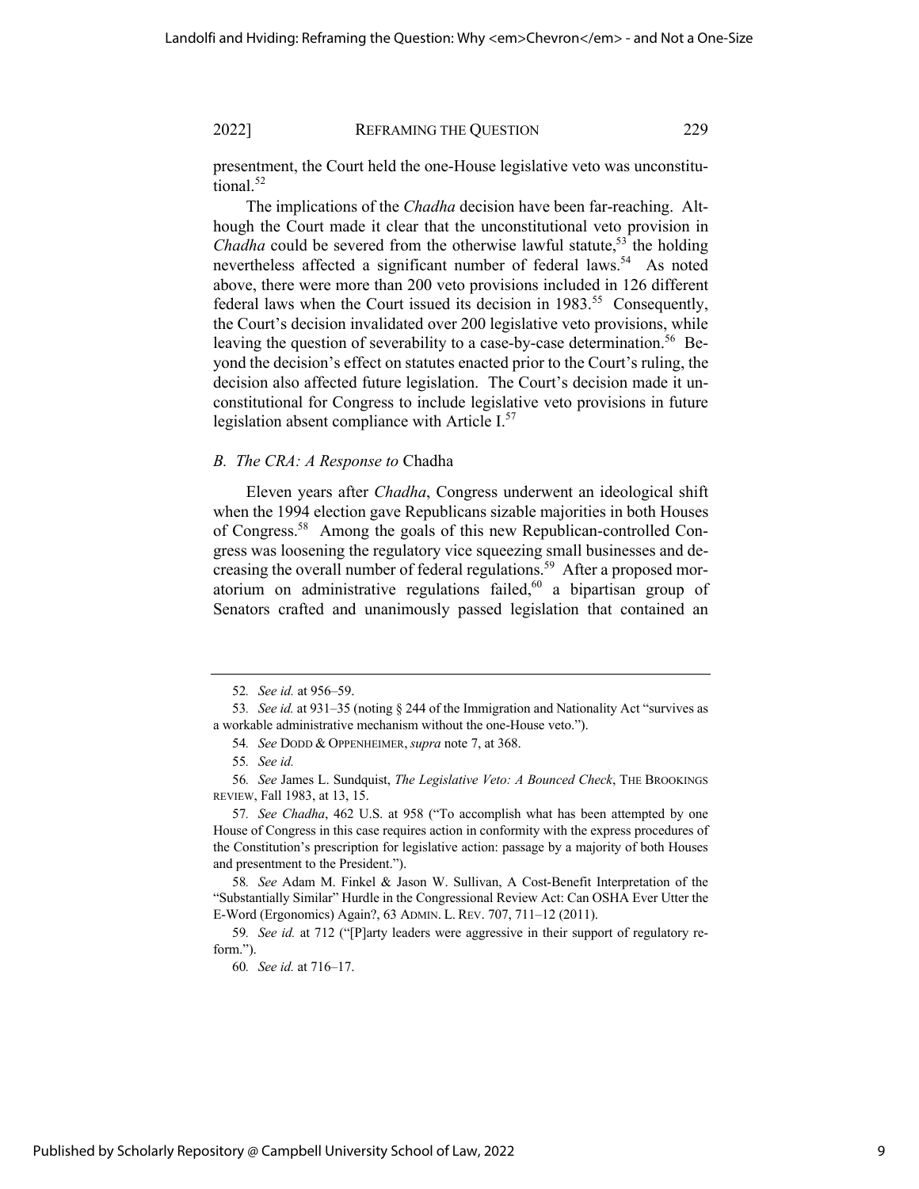presentment, the Court held the one-House legislative veto was unconstitutional.[52]

The implications of the *Chadha* decision have been far-reaching. Although the Court made it clear that the unconstitutional veto provision in *Chadha* could be severed from the otherwise lawful statute,[53] the holding nevertheless affected a significant number of federal laws.[54] As noted above, there were more than 200 veto provisions included in 126 different federal laws when the Court issued its decision in 1983.[55] Consequently, the Court's decision invalidated over 200 legislative veto provisions, while leaving the question of severability to a case-by-case determination.[56] Beyond the decision's effect on statutes enacted prior to the Court's ruling, the decision also affected future legislation. The Court's decision made it unconstitutional for Congress to include legislative veto provisions in future legislation absent compliance with Article I.[57]

### *B. The CRA: A Response to* Chadha

Eleven years after *Chadha*, Congress underwent an ideological shift when the 1994 election gave Republicans sizable majorities in both Houses of Congress.[58] Among the goals of this new Republican-controlled Congress was loosening the regulatory vice squeezing small businesses and decreasing the overall number of federal regulations.[59] After a proposed moratorium on administrative regulations failed,[60] a bipartisan group of Senators crafted and unanimously passed legislation that contained an

---

52. *See id.* at 956–59.

53. *See id.* at 931–35 (noting § 244 of the Immigration and Nationality Act "survives as a workable administrative mechanism without the one-House veto.").

54. *See* DODD & OPPENHEIMER, *supra* note 7, at 368.

55. *See id.*

56. *See* James L. Sundquist, *The Legislative Veto: A Bounced Check*, THE BROOKINGS REVIEW, Fall 1983, at 13, 15.

57. *See Chadha*, 462 U.S. at 958 ("To accomplish what has been attempted by one House of Congress in this case requires action in conformity with the express procedures of the Constitution's prescription for legislative action: passage by a majority of both Houses and presentment to the President.").

58. *See* Adam M. Finkel & Jason W. Sullivan, A Cost-Benefit Interpretation of the "Substantially Similar" Hurdle in the Congressional Review Act: Can OSHA Ever Utter the E-Word (Ergonomics) Again?, 63 ADMIN. L. REV. 707, 711–12 (2011).

59. *See id.* at 712 ("[P]arty leaders were aggressive in their support of regulatory reform.").

60. *See id.* at 716–17.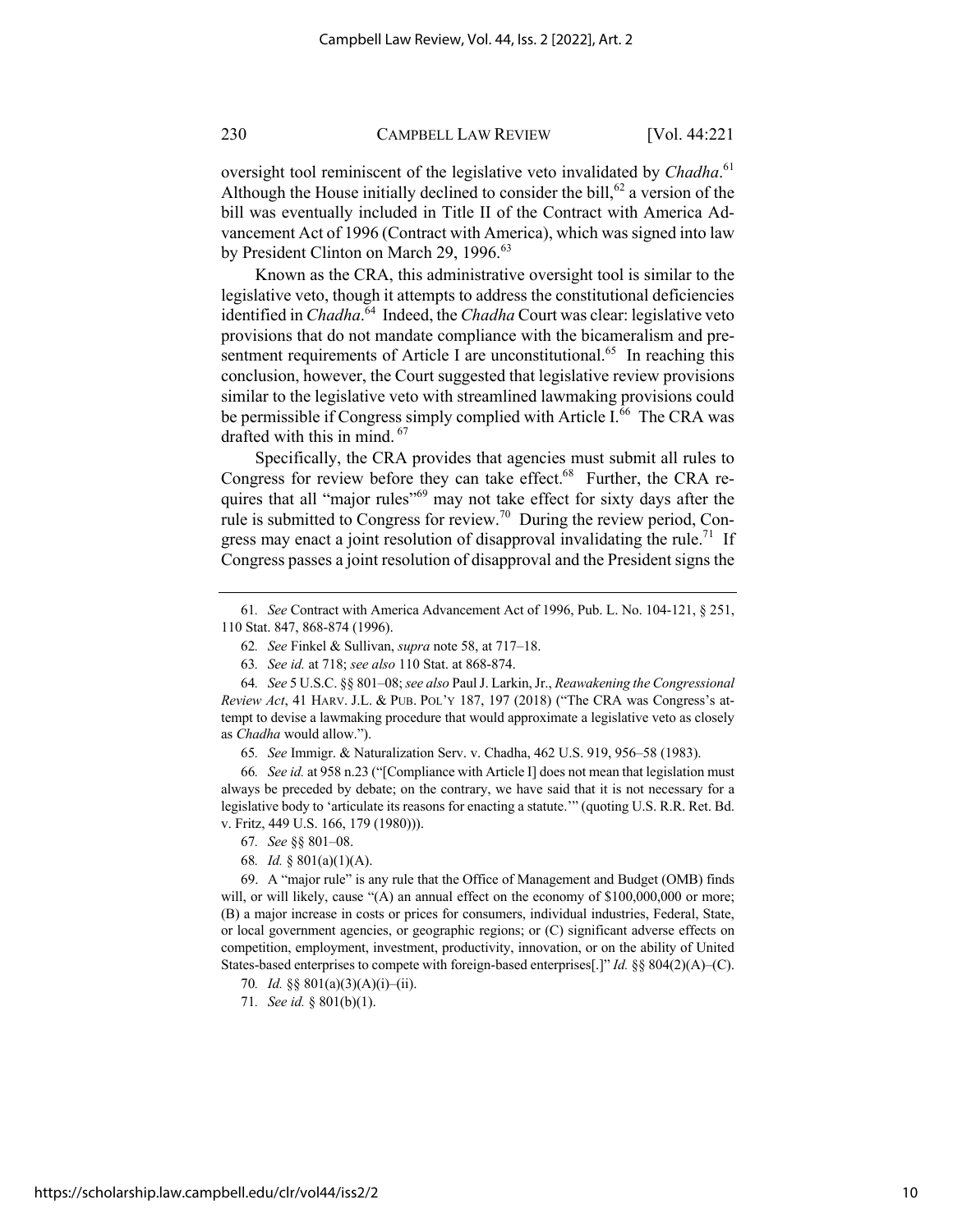oversight tool reminiscent of the legislative veto invalidated by *Chadha*.[61] Although the House initially declined to consider the bill,[62] a version of the bill was eventually included in Title II of the Contract with America Advancement Act of 1996 (Contract with America), which was signed into law by President Clinton on March 29, 1996.[63]

Known as the CRA, this administrative oversight tool is similar to the legislative veto, though it attempts to address the constitutional deficiencies identified in *Chadha*.[64] Indeed, the *Chadha* Court was clear: legislative veto provisions that do not mandate compliance with the bicameralism and presentment requirements of Article I are unconstitutional.[65] In reaching this conclusion, however, the Court suggested that legislative review provisions similar to the legislative veto with streamlined lawmaking provisions could be permissible if Congress simply complied with Article I.[66] The CRA was drafted with this in mind.[67]

Specifically, the CRA provides that agencies must submit all rules to Congress for review before they can take effect.[68] Further, the CRA requires that all "major rules"[69] may not take effect for sixty days after the rule is submitted to Congress for review.[70] During the review period, Congress may enact a joint resolution of disapproval invalidating the rule.[71] If Congress passes a joint resolution of disapproval and the President signs the

---

61. *See* Contract with America Advancement Act of 1996, Pub. L. No. 104-121, § 251, 110 Stat. 847, 868-874 (1996).

62. *See* Finkel & Sullivan, *supra* note 58, at 717–18.

63. *See id.* at 718; *see also* 110 Stat. at 868-874.

64. *See* 5 U.S.C. §§ 801–08; *see also* Paul J. Larkin, Jr., *Reawakening the Congressional Review Act*, 41 HARV. J.L. & PUB. POL'Y 187, 197 (2018) ("The CRA was Congress's attempt to devise a lawmaking procedure that would approximate a legislative veto as closely as *Chadha* would allow.").

65. *See* Immigr. & Naturalization Serv. v. Chadha, 462 U.S. 919, 956–58 (1983).

66. *See id.* at 958 n.23 ("[Compliance with Article I] does not mean that legislation must always be preceded by debate; on the contrary, we have said that it is not necessary for a legislative body to 'articulate its reasons for enacting a statute.'" (quoting U.S. R.R. Ret. Bd. v. Fritz, 449 U.S. 166, 179 (1980))).

67. *See* §§ 801–08.

68. *Id.* § 801(a)(1)(A).

69. A "major rule" is any rule that the Office of Management and Budget (OMB) finds will, or will likely, cause "(A) an annual effect on the economy of $100,000,000 or more; (B) a major increase in costs or prices for consumers, individual industries, Federal, State, or local government agencies, or geographic regions; or (C) significant adverse effects on competition, employment, investment, productivity, innovation, or on the ability of United States-based enterprises to compete with foreign-based enterprises[.]" *Id.* §§ 804(2)(A)–(C).

70. *Id.* §§ 801(a)(3)(A)(i)–(ii).

71. *See id.* § 801(b)(1).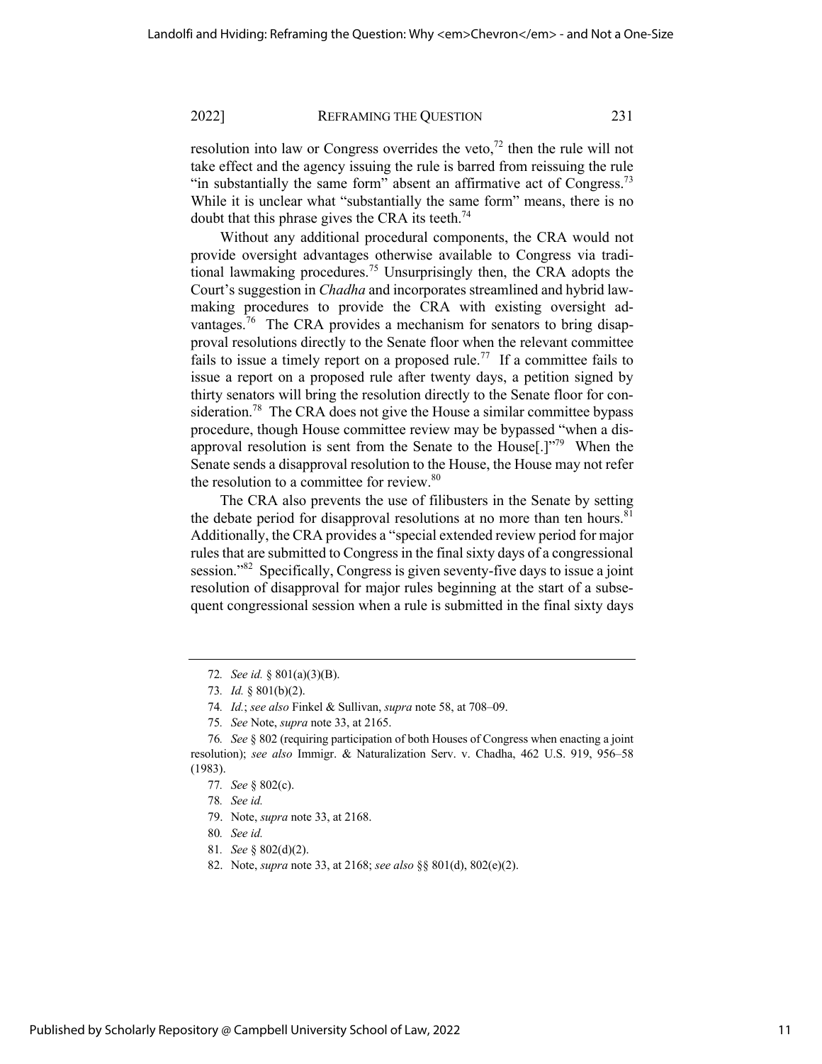resolution into law or Congress overrides the veto,[72] then the rule will not take effect and the agency issuing the rule is barred from reissuing the rule "in substantially the same form" absent an affirmative act of Congress.[73] While it is unclear what "substantially the same form" means, there is no doubt that this phrase gives the CRA its teeth.[74]

Without any additional procedural components, the CRA would not provide oversight advantages otherwise available to Congress via traditional lawmaking procedures.[75] Unsurprisingly then, the CRA adopts the Court's suggestion in *Chadha* and incorporates streamlined and hybrid lawmaking procedures to provide the CRA with existing oversight advantages.[76] The CRA provides a mechanism for senators to bring disapproval resolutions directly to the Senate floor when the relevant committee fails to issue a timely report on a proposed rule.[77] If a committee fails to issue a report on a proposed rule after twenty days, a petition signed by thirty senators will bring the resolution directly to the Senate floor for consideration.[78] The CRA does not give the House a similar committee bypass procedure, though House committee review may be bypassed "when a disapproval resolution is sent from the Senate to the House[.]"[79] When the Senate sends a disapproval resolution to the House, the House may not refer the resolution to a committee for review.[80]

The CRA also prevents the use of filibusters in the Senate by setting the debate period for disapproval resolutions at no more than ten hours.[81] Additionally, the CRA provides a "special extended review period for major rules that are submitted to Congress in the final sixty days of a congressional session."[82] Specifically, Congress is given seventy-five days to issue a joint resolution of disapproval for major rules beginning at the start of a subsequent congressional session when a rule is submitted in the final sixty days

---

72. *See id.* § 801(a)(3)(B).

73. *Id.* § 801(b)(2).

74. *Id.*; *see also* Finkel & Sullivan, *supra* note 58, at 708–09.

75. *See* Note, *supra* note 33, at 2165.

76. *See* § 802 (requiring participation of both Houses of Congress when enacting a joint resolution); *see also* Immigr. & Naturalization Serv. v. Chadha, 462 U.S. 919, 956–58 (1983).

77. *See* § 802(c).

78. *See id.*

79. Note, *supra* note 33, at 2168.

80. *See id.*

81. *See* § 802(d)(2).

82. Note, *supra* note 33, at 2168; *see also* §§ 801(d), 802(e)(2).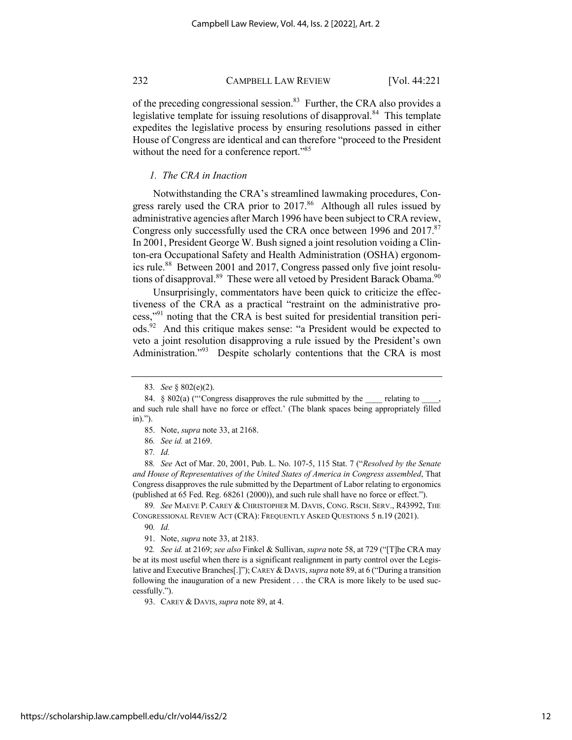of the preceding congressional session.[83] Further, the CRA also provides a legislative template for issuing resolutions of disapproval.[84] This template expedites the legislative process by ensuring resolutions passed in either House of Congress are identical and can therefore "proceed to the President without the need for a conference report."[85]

### *1. The CRA in Inaction*

Notwithstanding the CRA's streamlined lawmaking procedures, Congress rarely used the CRA prior to 2017.[86] Although all rules issued by administrative agencies after March 1996 have been subject to CRA review, Congress only successfully used the CRA once between 1996 and 2017.[87] In 2001, President George W. Bush signed a joint resolution voiding a Clinton-era Occupational Safety and Health Administration (OSHA) ergonomics rule.[88] Between 2001 and 2017, Congress passed only five joint resolutions of disapproval.[89] These were all vetoed by President Barack Obama.[90]

Unsurprisingly, commentators have been quick to criticize the effectiveness of the CRA as a practical "restraint on the administrative process,"[91] noting that the CRA is best suited for presidential transition periods.[92] And this critique makes sense: "a President would be expected to veto a joint resolution disapproving a rule issued by the President's own Administration."[93] Despite scholarly contentions that the CRA is most

---

83. *See* § 802(e)(2).

84. § 802(a) ("'Congress disapproves the rule submitted by the ____ relating to ____, and such rule shall have no force or effect.' (The blank spaces being appropriately filled in).").

85. Note, *supra* note 33, at 2168.

86. *See id.* at 2169.

87. *Id.*

88. *See* Act of Mar. 20, 2001, Pub. L. No. 107-5, 115 Stat. 7 ("*Resolved by the Senate and House of Representatives of the United States of America in Congress assembled*, That Congress disapproves the rule submitted by the Department of Labor relating to ergonomics (published at 65 Fed. Reg. 68261 (2000)), and such rule shall have no force or effect.").

89. *See* MAEVE P. CAREY & CHRISTOPHER M. DAVIS, CONG. RSCH. SERV., R43992, THE CONGRESSIONAL REVIEW ACT (CRA): FREQUENTLY ASKED QUESTIONS 5 n.19 (2021).

90. *Id.*

91. Note, *supra* note 33, at 2183.

92. *See id.* at 2169; *see also* Finkel & Sullivan, *supra* note 58, at 729 ("[T]he CRA may be at its most useful when there is a significant realignment in party control over the Legislative and Executive Branches[.]"); CAREY & DAVIS, *supra* note 89, at 6 ("During a transition following the inauguration of a new President . . . the CRA is more likely to be used successfully.").

93. CAREY & DAVIS, *supra* note 89, at 4.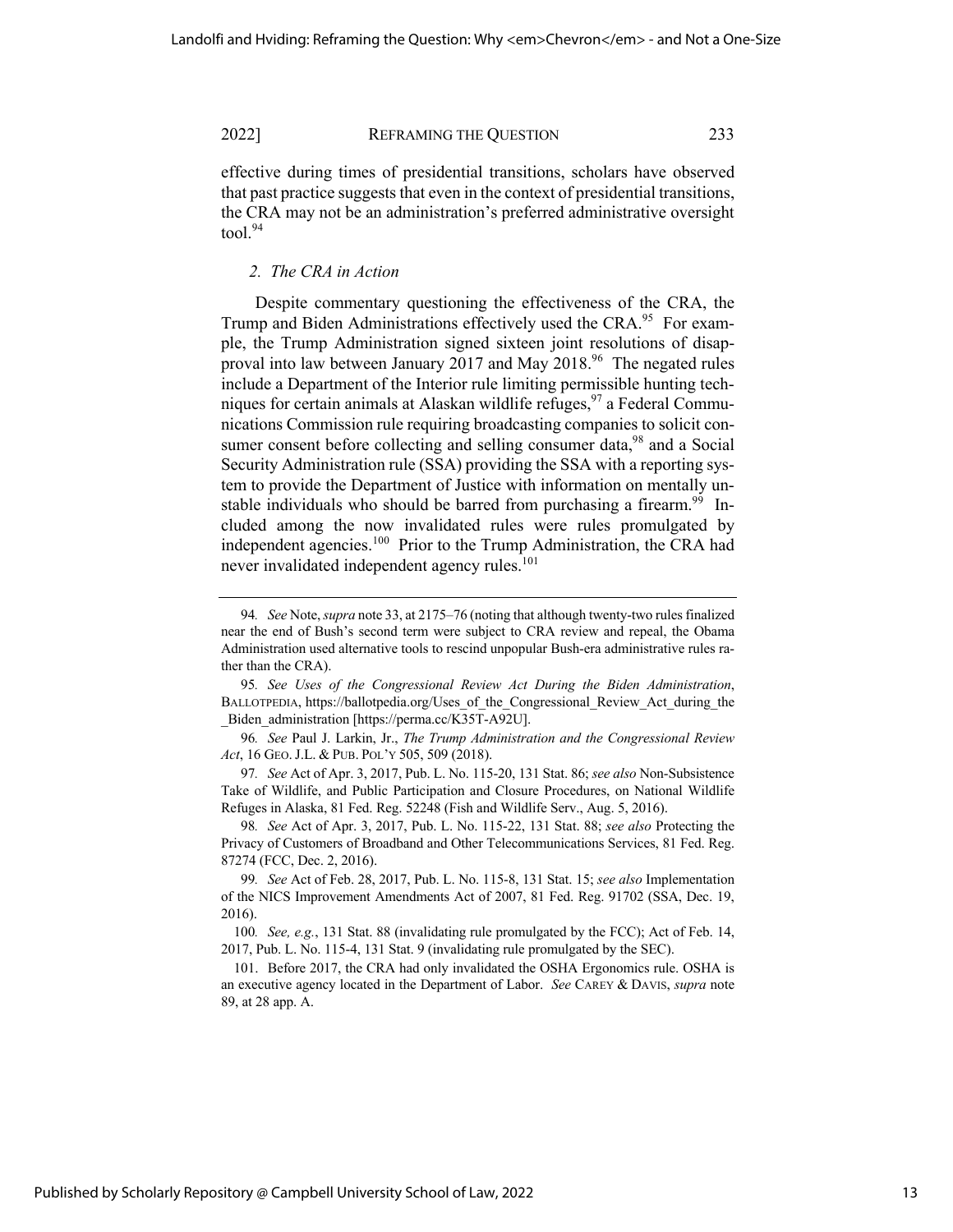effective during times of presidential transitions, scholars have observed that past practice suggests that even in the context of presidential transitions, the CRA may not be an administration's preferred administrative oversight tool.[94]

### *2. The CRA in Action*

Despite commentary questioning the effectiveness of the CRA, the Trump and Biden Administrations effectively used the CRA.[95] For example, the Trump Administration signed sixteen joint resolutions of disapproval into law between January 2017 and May 2018.[96] The negated rules include a Department of the Interior rule limiting permissible hunting techniques for certain animals at Alaskan wildlife refuges,[97] a Federal Communications Commission rule requiring broadcasting companies to solicit consumer consent before collecting and selling consumer data,[98] and a Social Security Administration rule (SSA) providing the SSA with a reporting system to provide the Department of Justice with information on mentally unstable individuals who should be barred from purchasing a firearm.[99] Included among the now invalidated rules were rules promulgated by independent agencies.[100] Prior to the Trump Administration, the CRA had never invalidated independent agency rules.[101]

---

94. *See* Note, *supra* note 33, at 2175–76 (noting that although twenty-two rules finalized near the end of Bush's second term were subject to CRA review and repeal, the Obama Administration used alternative tools to rescind unpopular Bush-era administrative rules rather than the CRA).

95. *See Uses of the Congressional Review Act During the Biden Administration*, BALLOTPEDIA, https://ballotpedia.org/Uses_of_the_Congressional_Review_Act_during_the_Biden_administration [https://perma.cc/K35T-A92U].

96. *See* Paul J. Larkin, Jr., *The Trump Administration and the Congressional Review Act*, 16 GEO. J.L. & PUB. POL'Y 505, 509 (2018).

97. *See* Act of Apr. 3, 2017, Pub. L. No. 115-20, 131 Stat. 86; *see also* Non-Subsistence Take of Wildlife, and Public Participation and Closure Procedures, on National Wildlife Refuges in Alaska, 81 Fed. Reg. 52248 (Fish and Wildlife Serv., Aug. 5, 2016).

98. *See* Act of Apr. 3, 2017, Pub. L. No. 115-22, 131 Stat. 88; *see also* Protecting the Privacy of Customers of Broadband and Other Telecommunications Services, 81 Fed. Reg. 87274 (FCC, Dec. 2, 2016).

99. *See* Act of Feb. 28, 2017, Pub. L. No. 115-8, 131 Stat. 15; *see also* Implementation of the NICS Improvement Amendments Act of 2007, 81 Fed. Reg. 91702 (SSA, Dec. 19, 2016).

100. *See, e.g.*, 131 Stat. 88 (invalidating rule promulgated by the FCC); Act of Feb. 14, 2017, Pub. L. No. 115-4, 131 Stat. 9 (invalidating rule promulgated by the SEC).

101. Before 2017, the CRA had only invalidated the OSHA Ergonomics rule. OSHA is an executive agency located in the Department of Labor. *See* CAREY & DAVIS, *supra* note 89, at 28 app. A.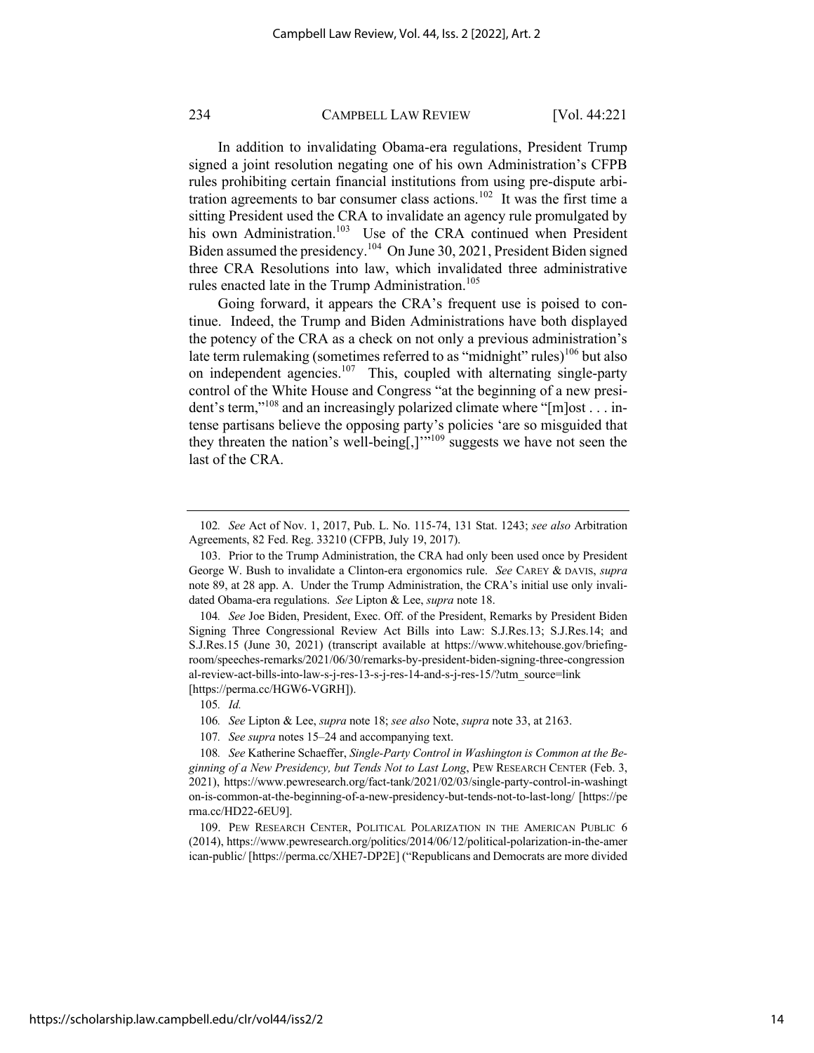In addition to invalidating Obama-era regulations, President Trump signed a joint resolution negating one of his own Administration's CFPB rules prohibiting certain financial institutions from using pre-dispute arbitration agreements to bar consumer class actions.[102] It was the first time a sitting President used the CRA to invalidate an agency rule promulgated by his own Administration.[103] Use of the CRA continued when President Biden assumed the presidency.[104] On June 30, 2021, President Biden signed three CRA Resolutions into law, which invalidated three administrative rules enacted late in the Trump Administration.[105]

Going forward, it appears the CRA's frequent use is poised to continue. Indeed, the Trump and Biden Administrations have both displayed the potency of the CRA as a check on not only a previous administration's late term rulemaking (sometimes referred to as "midnight" rules)[106] but also on independent agencies.[107] This, coupled with alternating single-party control of the White House and Congress "at the beginning of a new president's term,"[108] and an increasingly polarized climate where "[m]ost . . . intense partisans believe the opposing party's policies 'are so misguided that they threaten the nation's well-being[,]'"[109] suggests we have not seen the last of the CRA.

---

102. *See* Act of Nov. 1, 2017, Pub. L. No. 115-74, 131 Stat. 1243; *see also* Arbitration Agreements, 82 Fed. Reg. 33210 (CFPB, July 19, 2017).

103. Prior to the Trump Administration, the CRA had only been used once by President George W. Bush to invalidate a Clinton-era ergonomics rule. *See* CAREY & DAVIS, *supra* note 89, at 28 app. A. Under the Trump Administration, the CRA's initial use only invalidated Obama-era regulations. *See* Lipton & Lee, *supra* note 18.

104. *See* Joe Biden, President, Exec. Off. of the President, Remarks by President Biden Signing Three Congressional Review Act Bills into Law: S.J.Res.13; S.J.Res.14; and S.J.Res.15 (June 30, 2021) (transcript available at https://www.whitehouse.gov/briefing-room/speeches-remarks/2021/06/30/remarks-by-president-biden-signing-three-congressional-review-act-bills-into-law-s-j-res-13-s-j-res-14-and-s-j-res-15/?utm_source=link [https://perma.cc/HGW6-VGRH]).

105. *Id.*

106. *See* Lipton & Lee, *supra* note 18; *see also* Note, *supra* note 33, at 2163.

107. *See supra* notes 15–24 and accompanying text.

108. *See* Katherine Schaeffer, *Single-Party Control in Washington is Common at the Beginning of a New Presidency, but Tends Not to Last Long*, PEW RESEARCH CENTER (Feb. 3, 2021), https://www.pewresearch.org/fact-tank/2021/02/03/single-party-control-in-washington-is-common-at-the-beginning-of-a-new-presidency-but-tends-not-to-last-long/ [https://perma.cc/HD22-6EU9].

109. PEW RESEARCH CENTER, POLITICAL POLARIZATION IN THE AMERICAN PUBLIC 6 (2014), https://www.pewresearch.org/politics/2014/06/12/political-polarization-in-the-american-public/ [https://perma.cc/XHE7-DP2E] ("Republicans and Democrats are more divided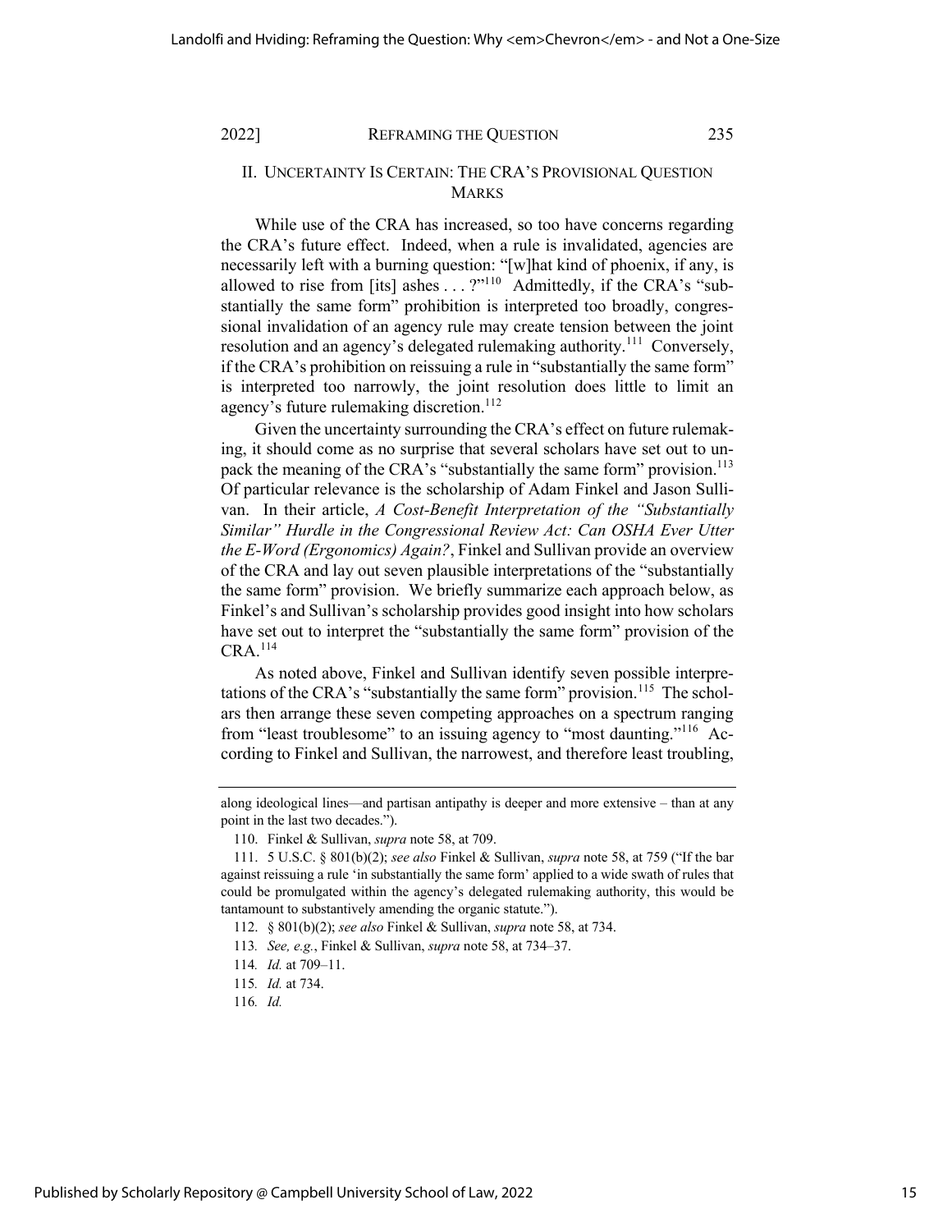## II. Uncertainty Is Certain: The CRA's Provisional Question Marks

While use of the CRA has increased, so too have concerns regarding the CRA's future effect. Indeed, when a rule is invalidated, agencies are necessarily left with a burning question: "[w]hat kind of phoenix, if any, is allowed to rise from [its] ashes . . . ?"[110] Admittedly, if the CRA's "substantially the same form" prohibition is interpreted too broadly, congressional invalidation of an agency rule may create tension between the joint resolution and an agency's delegated rulemaking authority.[111] Conversely, if the CRA's prohibition on reissuing a rule in "substantially the same form" is interpreted too narrowly, the joint resolution does little to limit an agency's future rulemaking discretion.[112]

Given the uncertainty surrounding the CRA's effect on future rulemaking, it should come as no surprise that several scholars have set out to unpack the meaning of the CRA's "substantially the same form" provision.[113] Of particular relevance is the scholarship of Adam Finkel and Jason Sullivan. In their article, *A Cost-Benefit Interpretation of the "Substantially Similar" Hurdle in the Congressional Review Act: Can OSHA Ever Utter the E-Word (Ergonomics) Again?*, Finkel and Sullivan provide an overview of the CRA and lay out seven plausible interpretations of the "substantially the same form" provision. We briefly summarize each approach below, as Finkel's and Sullivan's scholarship provides good insight into how scholars have set out to interpret the "substantially the same form" provision of the CRA.[114]

As noted above, Finkel and Sullivan identify seven possible interpretations of the CRA's "substantially the same form" provision.[115] The scholars then arrange these seven competing approaches on a spectrum ranging from "least troublesome" to an issuing agency to "most daunting."[116] According to Finkel and Sullivan, the narrowest, and therefore least troubling,

---

along ideological lines—and partisan antipathy is deeper and more extensive – than at any point in the last two decades.").

110. Finkel & Sullivan, *supra* note 58, at 709.

111. 5 U.S.C. § 801(b)(2); *see also* Finkel & Sullivan, *supra* note 58, at 759 ("If the bar against reissuing a rule 'in substantially the same form' applied to a wide swath of rules that could be promulgated within the agency's delegated rulemaking authority, this would be tantamount to substantively amending the organic statute.").

112. § 801(b)(2); *see also* Finkel & Sullivan, *supra* note 58, at 734.

113. *See, e.g.*, Finkel & Sullivan, *supra* note 58, at 734–37.

114. *Id.* at 709–11.

115. *Id.* at 734.

116. *Id.*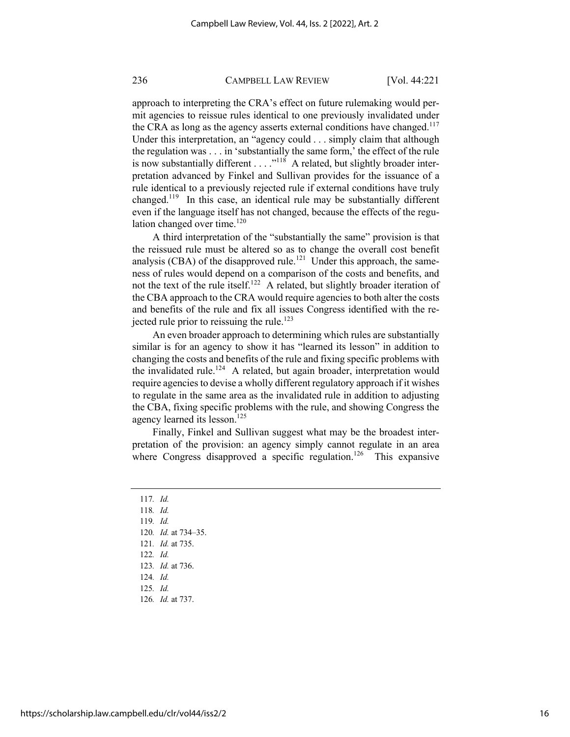approach to interpreting the CRA's effect on future rulemaking would permit agencies to reissue rules identical to one previously invalidated under the CRA as long as the agency asserts external conditions have changed.[117] Under this interpretation, an "agency could . . . simply claim that although the regulation was . . . in 'substantially the same form,' the effect of the rule is now substantially different . . . ."[118] A related, but slightly broader interpretation advanced by Finkel and Sullivan provides for the issuance of a rule identical to a previously rejected rule if external conditions have truly changed.[119] In this case, an identical rule may be substantially different even if the language itself has not changed, because the effects of the regulation changed over time.[120]

A third interpretation of the "substantially the same" provision is that the reissued rule must be altered so as to change the overall cost benefit analysis (CBA) of the disapproved rule.[121] Under this approach, the sameness of rules would depend on a comparison of the costs and benefits, and not the text of the rule itself.[122] A related, but slightly broader iteration of the CBA approach to the CRA would require agencies to both alter the costs and benefits of the rule and fix all issues Congress identified with the rejected rule prior to reissuing the rule.[123]

An even broader approach to determining which rules are substantially similar is for an agency to show it has "learned its lesson" in addition to changing the costs and benefits of the rule and fixing specific problems with the invalidated rule.[124] A related, but again broader, interpretation would require agencies to devise a wholly different regulatory approach if it wishes to regulate in the same area as the invalidated rule in addition to adjusting the CBA, fixing specific problems with the rule, and showing Congress the agency learned its lesson.[125]

Finally, Finkel and Sullivan suggest what may be the broadest interpretation of the provision: an agency simply cannot regulate in an area where Congress disapproved a specific regulation.[126] This expansive

---

117. *Id.*

118. *Id.*

119. *Id.*

120. *Id.* at 734–35.

121. *Id.* at 735.

122. *Id.*

123. *Id.* at 736.

124. *Id.*

125. *Id.*

126. *Id.* at 737.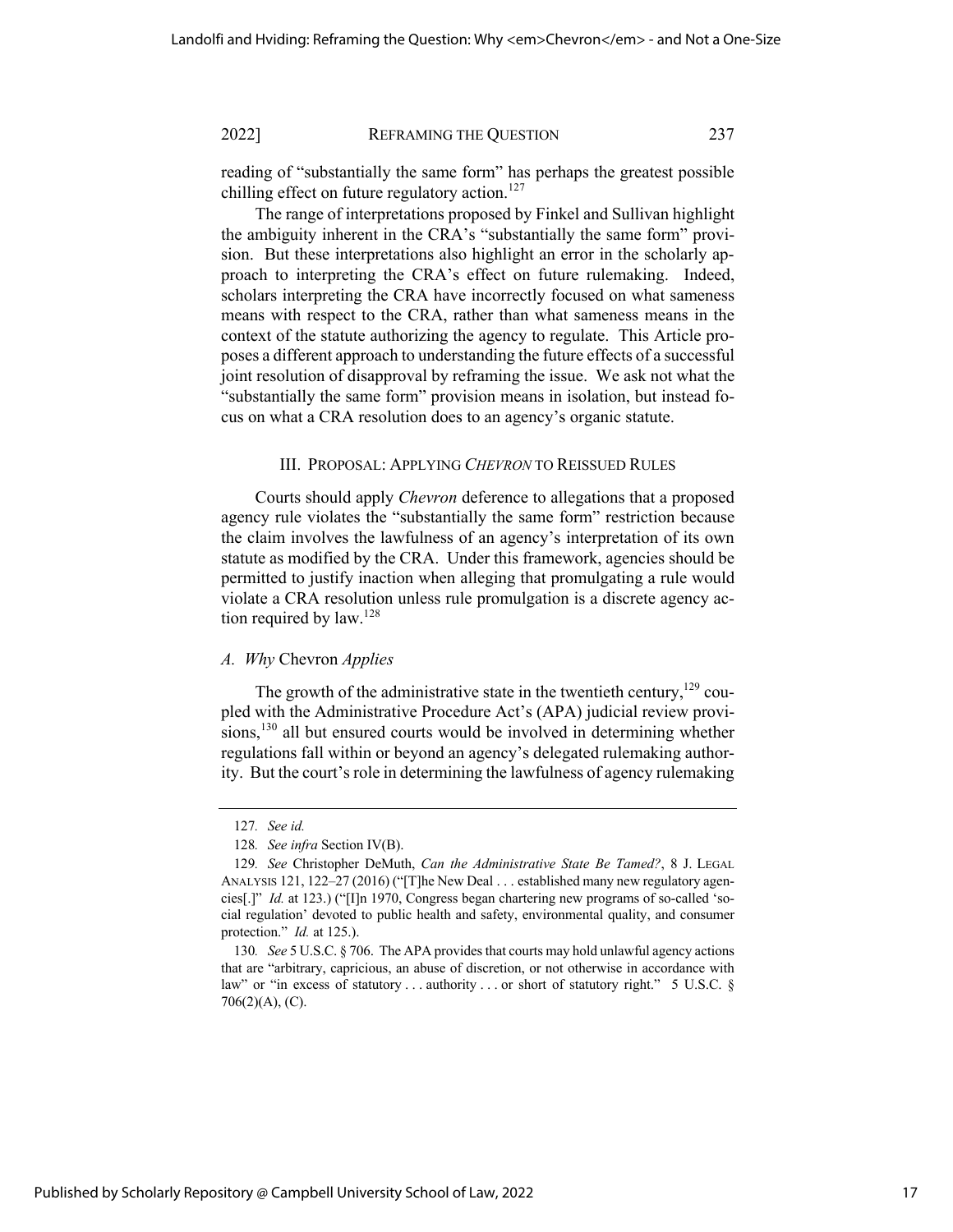reading of "substantially the same form" has perhaps the greatest possible chilling effect on future regulatory action.[127]

The range of interpretations proposed by Finkel and Sullivan highlight the ambiguity inherent in the CRA's "substantially the same form" provision. But these interpretations also highlight an error in the scholarly approach to interpreting the CRA's effect on future rulemaking. Indeed, scholars interpreting the CRA have incorrectly focused on what sameness means with respect to the CRA, rather than what sameness means in the context of the statute authorizing the agency to regulate. This Article proposes a different approach to understanding the future effects of a successful joint resolution of disapproval by reframing the issue. We ask not what the "substantially the same form" provision means in isolation, but instead focus on what a CRA resolution does to an agency's organic statute.

## III. Proposal: Applying *Chevron* to Reissued Rules

Courts should apply *Chevron* deference to allegations that a proposed agency rule violates the "substantially the same form" restriction because the claim involves the lawfulness of an agency's interpretation of its own statute as modified by the CRA. Under this framework, agencies should be permitted to justify inaction when alleging that promulgating a rule would violate a CRA resolution unless rule promulgation is a discrete agency action required by law.[128]

### *A. Why* Chevron *Applies*

The growth of the administrative state in the twentieth century,[129] coupled with the Administrative Procedure Act's (APA) judicial review provisions,[130] all but ensured courts would be involved in determining whether regulations fall within or beyond an agency's delegated rulemaking authority. But the court's role in determining the lawfulness of agency rulemaking

---

127. *See id.*

128. *See infra* Section IV(B).

129. *See* Christopher DeMuth, *Can the Administrative State Be Tamed?*, 8 J. Legal Analysis 121, 122–27 (2016) ("[T]he New Deal . . . established many new regulatory agencies[.]" *Id.* at 123.) ("[I]n 1970, Congress began chartering new programs of so-called 'social regulation' devoted to public health and safety, environmental quality, and consumer protection." *Id.* at 125.).

130. *See* 5 U.S.C. § 706. The APA provides that courts may hold unlawful agency actions that are "arbitrary, capricious, an abuse of discretion, or not otherwise in accordance with law" or "in excess of statutory . . . authority . . . or short of statutory right." 5 U.S.C. § 706(2)(A), (C).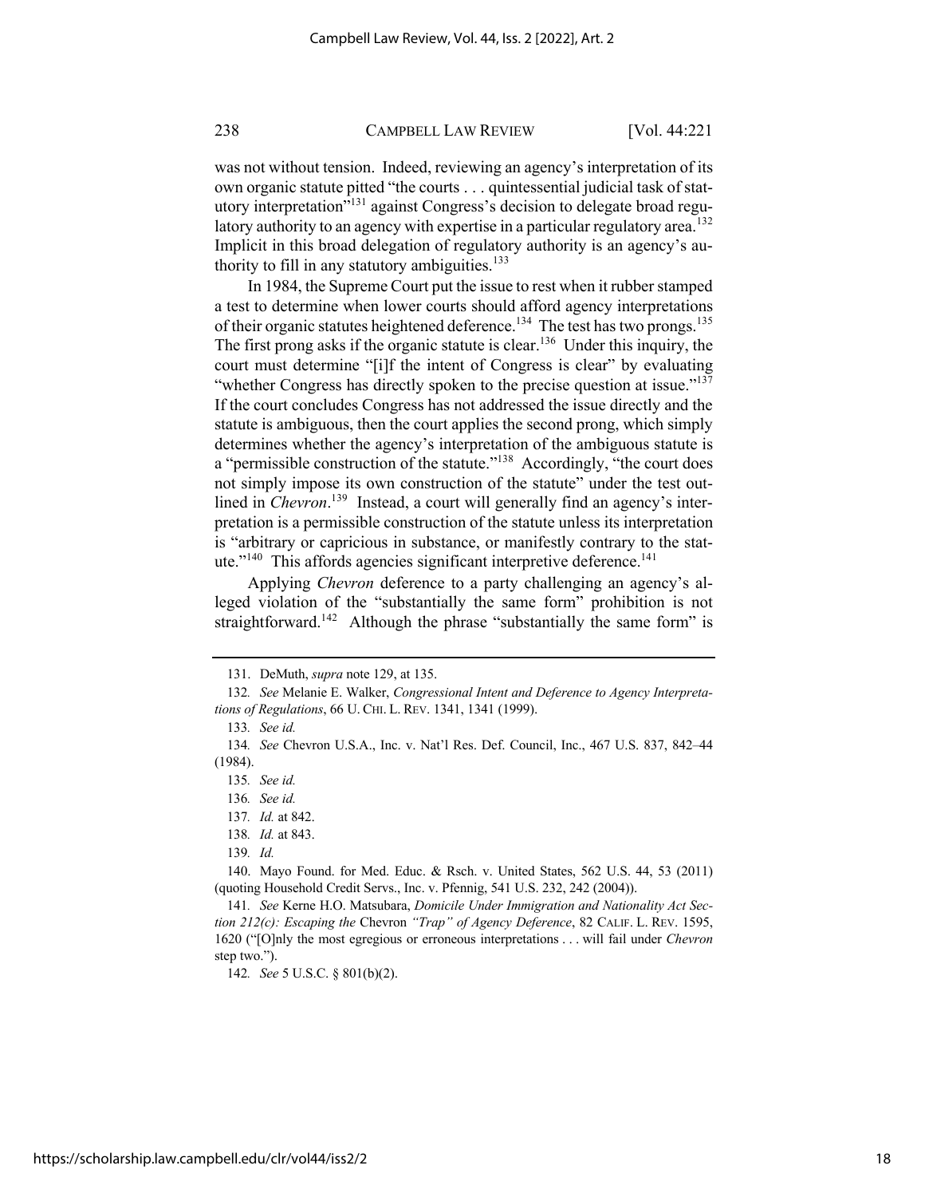was not without tension. Indeed, reviewing an agency's interpretation of its own organic statute pitted "the courts . . . quintessential judicial task of statutory interpretation"[131] against Congress's decision to delegate broad regulatory authority to an agency with expertise in a particular regulatory area.[132] Implicit in this broad delegation of regulatory authority is an agency's authority to fill in any statutory ambiguities.[133]

In 1984, the Supreme Court put the issue to rest when it rubber stamped a test to determine when lower courts should afford agency interpretations of their organic statutes heightened deference.[134] The test has two prongs.[135] The first prong asks if the organic statute is clear.[136] Under this inquiry, the court must determine "[i]f the intent of Congress is clear" by evaluating "whether Congress has directly spoken to the precise question at issue."[137] If the court concludes Congress has not addressed the issue directly and the statute is ambiguous, then the court applies the second prong, which simply determines whether the agency's interpretation of the ambiguous statute is a "permissible construction of the statute."[138] Accordingly, "the court does not simply impose its own construction of the statute" under the test outlined in *Chevron*.[139] Instead, a court will generally find an agency's interpretation is a permissible construction of the statute unless its interpretation is "arbitrary or capricious in substance, or manifestly contrary to the statute."[140] This affords agencies significant interpretive deference.[141]

Applying *Chevron* deference to a party challenging an agency's alleged violation of the "substantially the same form" prohibition is not straightforward.[142] Although the phrase "substantially the same form" is

---

131. DeMuth, *supra* note 129, at 135.

132. *See* Melanie E. Walker, *Congressional Intent and Deference to Agency Interpretations of Regulations*, 66 U. CHI. L. REV. 1341, 1341 (1999).

133. *See id.*

134. *See* Chevron U.S.A., Inc. v. Nat'l Res. Def. Council, Inc., 467 U.S. 837, 842–44 (1984).

135. *See id.*

136. *See id.*

137. *Id.* at 842.

138. *Id.* at 843.

139. *Id.*

140. Mayo Found. for Med. Educ. & Rsch. v. United States, 562 U.S. 44, 53 (2011) (quoting Household Credit Servs., Inc. v. Pfennig, 541 U.S. 232, 242 (2004)).

141. *See* Kerne H.O. Matsubara, *Domicile Under Immigration and Nationality Act Section 212(c): Escaping the* Chevron *"Trap" of Agency Deference*, 82 CALIF. L. REV. 1595, 1620 ("[O]nly the most egregious or erroneous interpretations . . . will fail under *Chevron* step two.").

142. *See* 5 U.S.C. § 801(b)(2).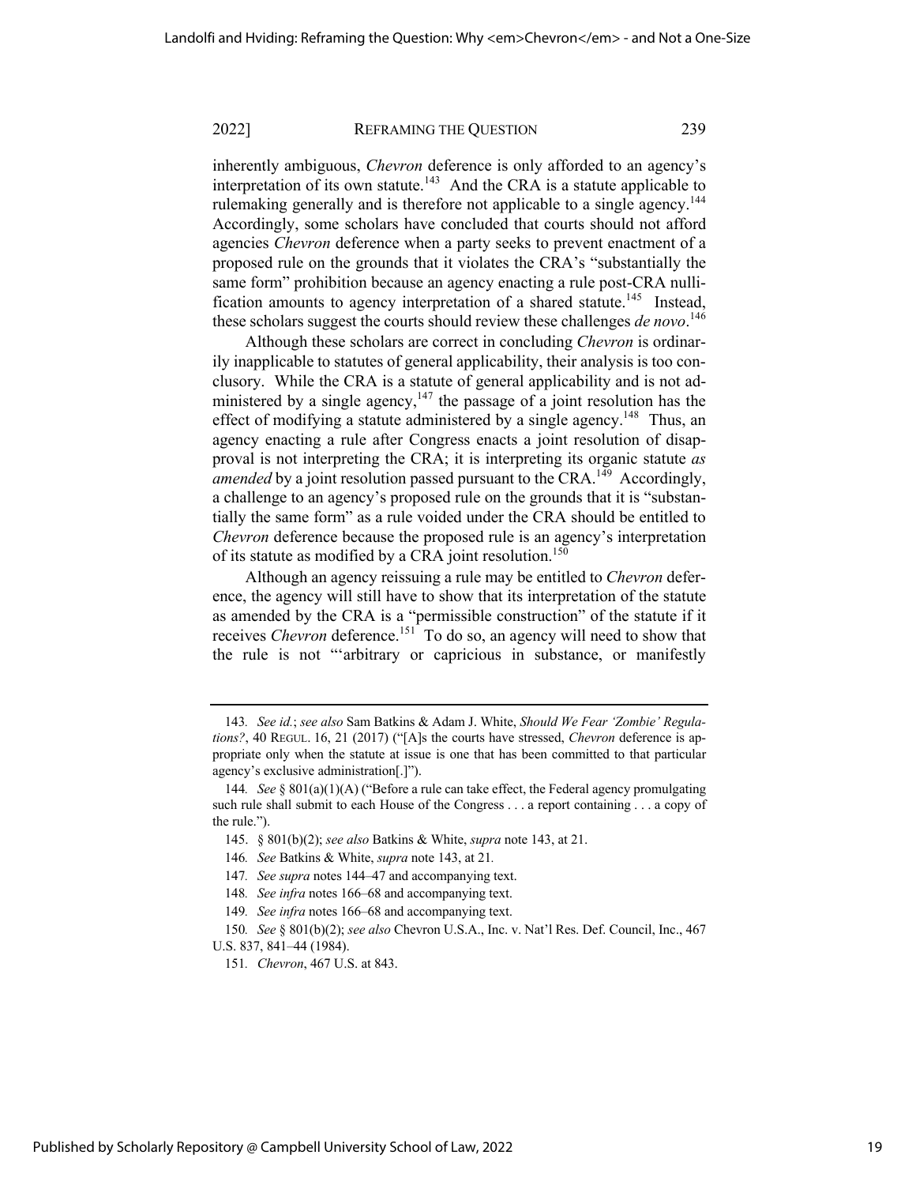inherently ambiguous, *Chevron* deference is only afforded to an agency's interpretation of its own statute.[143] And the CRA is a statute applicable to rulemaking generally and is therefore not applicable to a single agency.[144] Accordingly, some scholars have concluded that courts should not afford agencies *Chevron* deference when a party seeks to prevent enactment of a proposed rule on the grounds that it violates the CRA's "substantially the same form" prohibition because an agency enacting a rule post-CRA nullification amounts to agency interpretation of a shared statute.[145] Instead, these scholars suggest the courts should review these challenges *de novo*.[146]

Although these scholars are correct in concluding *Chevron* is ordinarily inapplicable to statutes of general applicability, their analysis is too conclusory. While the CRA is a statute of general applicability and is not administered by a single agency,[147] the passage of a joint resolution has the effect of modifying a statute administered by a single agency.[148] Thus, an agency enacting a rule after Congress enacts a joint resolution of disapproval is not interpreting the CRA; it is interpreting its organic statute *as amended* by a joint resolution passed pursuant to the CRA.[149] Accordingly, a challenge to an agency's proposed rule on the grounds that it is "substantially the same form" as a rule voided under the CRA should be entitled to *Chevron* deference because the proposed rule is an agency's interpretation of its statute as modified by a CRA joint resolution.[150]

Although an agency reissuing a rule may be entitled to *Chevron* deference, the agency will still have to show that its interpretation of the statute as amended by the CRA is a "permissible construction" of the statute if it receives *Chevron* deference.[151] To do so, an agency will need to show that the rule is not "'arbitrary or capricious in substance, or manifestly

---

143. *See id.*; *see also* Sam Batkins & Adam J. White, *Should We Fear 'Zombie' Regulations?*, 40 REGUL. 16, 21 (2017) ("[A]s the courts have stressed, *Chevron* deference is appropriate only when the statute at issue is one that has been committed to that particular agency's exclusive administration[.]").

144. *See* § 801(a)(1)(A) ("Before a rule can take effect, the Federal agency promulgating such rule shall submit to each House of the Congress . . . a report containing . . . a copy of the rule.").

145. § 801(b)(2); *see also* Batkins & White, *supra* note 143, at 21.

146. *See* Batkins & White, *supra* note 143, at 21.

147. *See supra* notes 144–47 and accompanying text.

148. *See infra* notes 166–68 and accompanying text.

149. *See infra* notes 166–68 and accompanying text.

150. *See* § 801(b)(2); *see also* Chevron U.S.A., Inc. v. Nat'l Res. Def. Council, Inc., 467 U.S. 837, 841–44 (1984).

151. *Chevron*, 467 U.S. at 843.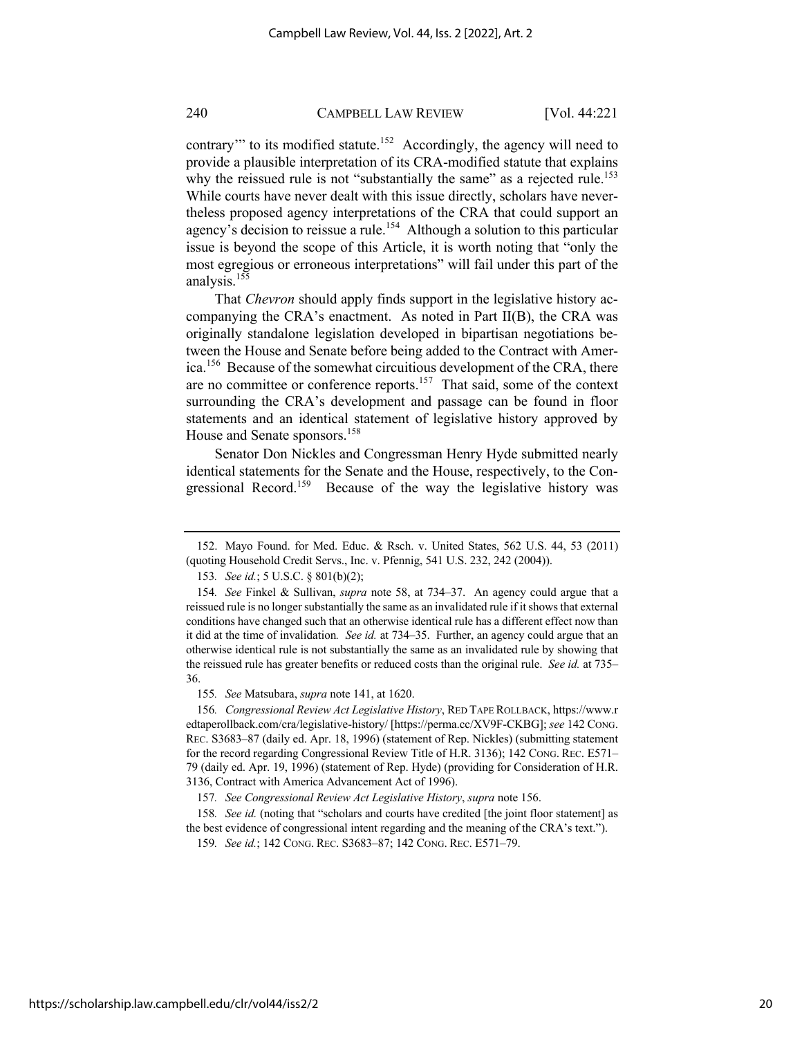contrary'" to its modified statute.[152] Accordingly, the agency will need to provide a plausible interpretation of its CRA-modified statute that explains why the reissued rule is not "substantially the same" as a rejected rule.[153] While courts have never dealt with this issue directly, scholars have nevertheless proposed agency interpretations of the CRA that could support an agency's decision to reissue a rule.[154] Although a solution to this particular issue is beyond the scope of this Article, it is worth noting that "only the most egregious or erroneous interpretations" will fail under this part of the analysis.[155]

That *Chevron* should apply finds support in the legislative history accompanying the CRA's enactment. As noted in Part II(B), the CRA was originally standalone legislation developed in bipartisan negotiations between the House and Senate before being added to the Contract with America.[156] Because of the somewhat circuitous development of the CRA, there are no committee or conference reports.[157] That said, some of the context surrounding the CRA's development and passage can be found in floor statements and an identical statement of legislative history approved by House and Senate sponsors.[158]

Senator Don Nickles and Congressman Henry Hyde submitted nearly identical statements for the Senate and the House, respectively, to the Congressional Record.[159] Because of the way the legislative history was

---

152. Mayo Found. for Med. Educ. & Rsch. v. United States, 562 U.S. 44, 53 (2011) (quoting Household Credit Servs., Inc. v. Pfennig, 541 U.S. 232, 242 (2004)).

153. *See id.*; 5 U.S.C. § 801(b)(2);

154. *See* Finkel & Sullivan, *supra* note 58, at 734–37. An agency could argue that a reissued rule is no longer substantially the same as an invalidated rule if it shows that external conditions have changed such that an otherwise identical rule has a different effect now than it did at the time of invalidation. *See id.* at 734–35. Further, an agency could argue that an otherwise identical rule is not substantially the same as an invalidated rule by showing that the reissued rule has greater benefits or reduced costs than the original rule. *See id.* at 735–36.

155. *See* Matsubara, *supra* note 141, at 1620.

156. *Congressional Review Act Legislative History*, RED TAPE ROLLBACK, https://www.redtaperollback.com/cra/legislative-history/ [https://perma.cc/XV9F-CKBG]; *see* 142 CONG. REC. S3683–87 (daily ed. Apr. 18, 1996) (statement of Rep. Nickles) (submitting statement for the record regarding Congressional Review Title of H.R. 3136); 142 CONG. REC. E571–79 (daily ed. Apr. 19, 1996) (statement of Rep. Hyde) (providing for Consideration of H.R. 3136, Contract with America Advancement Act of 1996).

157. *See Congressional Review Act Legislative History*, *supra* note 156.

158. *See id.* (noting that "scholars and courts have credited [the joint floor statement] as the best evidence of congressional intent regarding and the meaning of the CRA's text.").

159. *See id.*; 142 CONG. REC. S3683–87; 142 CONG. REC. E571–79.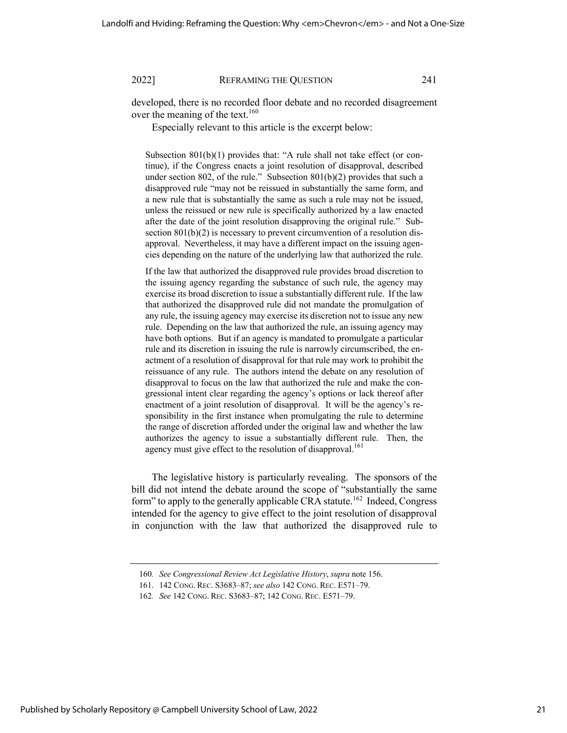developed, there is no recorded floor debate and no recorded disagreement over the meaning of the text.[160]

Especially relevant to this article is the excerpt below:

> Subsection 801(b)(1) provides that: "A rule shall not take effect (or continue), if the Congress enacts a joint resolution of disapproval, described under section 802, of the rule." Subsection 801(b)(2) provides that such a disapproved rule "may not be reissued in substantially the same form, and a new rule that is substantially the same as such a rule may not be issued, unless the reissued or new rule is specifically authorized by a law enacted after the date of the joint resolution disapproving the original rule." Subsection 801(b)(2) is necessary to prevent circumvention of a resolution disapproval. Nevertheless, it may have a different impact on the issuing agencies depending on the nature of the underlying law that authorized the rule.
>
> If the law that authorized the disapproved rule provides broad discretion to the issuing agency regarding the substance of such rule, the agency may exercise its broad discretion to issue a substantially different rule. If the law that authorized the disapproved rule did not mandate the promulgation of any rule, the issuing agency may exercise its discretion not to issue any new rule. Depending on the law that authorized the rule, an issuing agency may have both options. But if an agency is mandated to promulgate a particular rule and its discretion in issuing the rule is narrowly circumscribed, the enactment of a resolution of disapproval for that rule may work to prohibit the reissuance of any rule. The authors intend the debate on any resolution of disapproval to focus on the law that authorized the rule and make the congressional intent clear regarding the agency's options or lack thereof after enactment of a joint resolution of disapproval. It will be the agency's responsibility in the first instance when promulgating the rule to determine the range of discretion afforded under the original law and whether the law authorizes the agency to issue a substantially different rule. Then, the agency must give effect to the resolution of disapproval.[161]

The legislative history is particularly revealing. The sponsors of the bill did not intend the debate around the scope of "substantially the same form" to apply to the generally applicable CRA statute.[162] Indeed, Congress intended for the agency to give effect to the joint resolution of disapproval in conjunction with the law that authorized the disapproved rule to

---

160. *See Congressional Review Act Legislative History*, *supra* note 156.

161. 142 CONG. REC. S3683–87; *see also* 142 CONG. REC. E571–79.

162. *See* 142 CONG. REC. S3683–87; 142 CONG. REC. E571–79.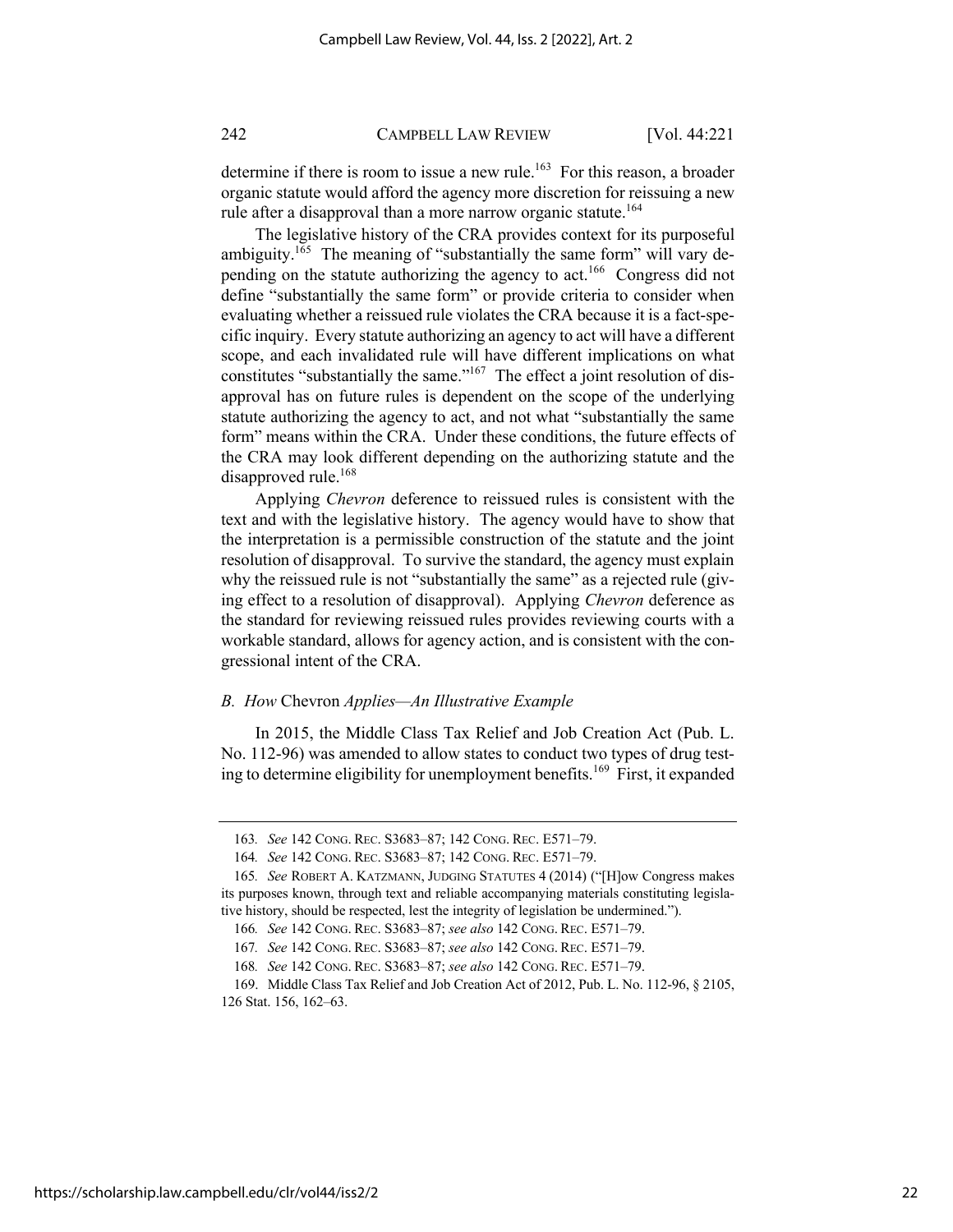determine if there is room to issue a new rule.[163] For this reason, a broader organic statute would afford the agency more discretion for reissuing a new rule after a disapproval than a more narrow organic statute.[164]

The legislative history of the CRA provides context for its purposeful ambiguity.[165] The meaning of "substantially the same form" will vary depending on the statute authorizing the agency to act.[166] Congress did not define "substantially the same form" or provide criteria to consider when evaluating whether a reissued rule violates the CRA because it is a fact-specific inquiry. Every statute authorizing an agency to act will have a different scope, and each invalidated rule will have different implications on what constitutes "substantially the same."[167] The effect a joint resolution of disapproval has on future rules is dependent on the scope of the underlying statute authorizing the agency to act, and not what "substantially the same form" means within the CRA. Under these conditions, the future effects of the CRA may look different depending on the authorizing statute and the disapproved rule.[168]

Applying *Chevron* deference to reissued rules is consistent with the text and with the legislative history. The agency would have to show that the interpretation is a permissible construction of the statute and the joint resolution of disapproval. To survive the standard, the agency must explain why the reissued rule is not "substantially the same" as a rejected rule (giving effect to a resolution of disapproval). Applying *Chevron* deference as the standard for reviewing reissued rules provides reviewing courts with a workable standard, allows for agency action, and is consistent with the congressional intent of the CRA.

### *B. How* Chevron *Applies—An Illustrative Example*

In 2015, the Middle Class Tax Relief and Job Creation Act (Pub. L. No. 112-96) was amended to allow states to conduct two types of drug testing to determine eligibility for unemployment benefits.[169] First, it expanded

---

163. *See* 142 CONG. REC. S3683–87; 142 CONG. REC. E571–79.

164. *See* 142 CONG. REC. S3683–87; 142 CONG. REC. E571–79.

165. *See* ROBERT A. KATZMANN, JUDGING STATUTES 4 (2014) ("[H]ow Congress makes its purposes known, through text and reliable accompanying materials constituting legislative history, should be respected, lest the integrity of legislation be undermined.").

166. *See* 142 CONG. REC. S3683–87; *see also* 142 CONG. REC. E571–79.

167. *See* 142 CONG. REC. S3683–87; *see also* 142 CONG. REC. E571–79.

168. *See* 142 CONG. REC. S3683–87; *see also* 142 CONG. REC. E571–79.

169. Middle Class Tax Relief and Job Creation Act of 2012, Pub. L. No. 112-96, § 2105, 126 Stat. 156, 162–63.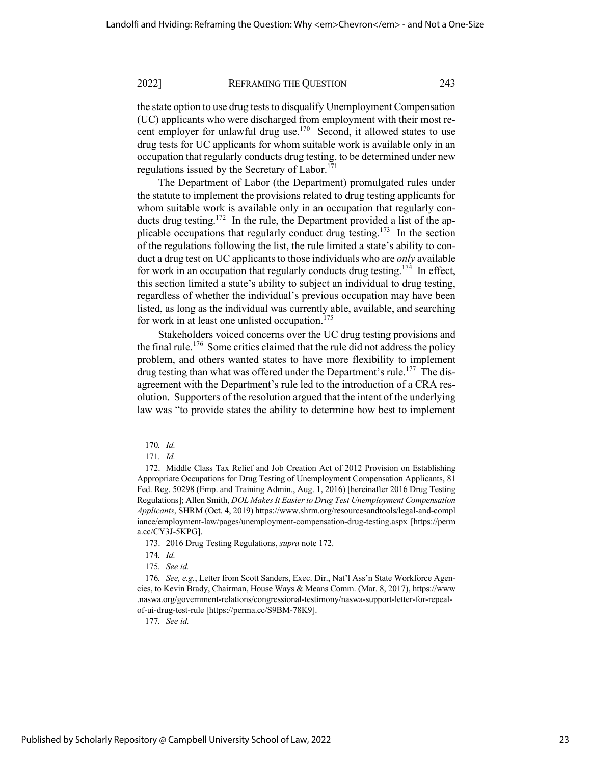the state option to use drug tests to disqualify Unemployment Compensation (UC) applicants who were discharged from employment with their most recent employer for unlawful drug use.[170] Second, it allowed states to use drug tests for UC applicants for whom suitable work is available only in an occupation that regularly conducts drug testing, to be determined under new regulations issued by the Secretary of Labor.[171]

The Department of Labor (the Department) promulgated rules under the statute to implement the provisions related to drug testing applicants for whom suitable work is available only in an occupation that regularly conducts drug testing.[172] In the rule, the Department provided a list of the applicable occupations that regularly conduct drug testing.[173] In the section of the regulations following the list, the rule limited a state's ability to conduct a drug test on UC applicants to those individuals who are *only* available for work in an occupation that regularly conducts drug testing.[174] In effect, this section limited a state's ability to subject an individual to drug testing, regardless of whether the individual's previous occupation may have been listed, as long as the individual was currently able, available, and searching for work in at least one unlisted occupation.[175]

Stakeholders voiced concerns over the UC drug testing provisions and the final rule.[176] Some critics claimed that the rule did not address the policy problem, and others wanted states to have more flexibility to implement drug testing than what was offered under the Department's rule.[177] The disagreement with the Department's rule led to the introduction of a CRA resolution. Supporters of the resolution argued that the intent of the underlying law was "to provide states the ability to determine how best to implement

---

170. *Id.*

171. *Id.*

172. Middle Class Tax Relief and Job Creation Act of 2012 Provision on Establishing Appropriate Occupations for Drug Testing of Unemployment Compensation Applicants, 81 Fed. Reg. 50298 (Emp. and Training Admin., Aug. 1, 2016) [hereinafter 2016 Drug Testing Regulations]; Allen Smith, *DOL Makes It Easier to Drug Test Unemployment Compensation Applicants*, SHRM (Oct. 4, 2019) https://www.shrm.org/resourcesandtools/legal-and-compliance/employment-law/pages/unemployment-compensation-drug-testing.aspx [https://perma.cc/CY3J-5KPG].

173. 2016 Drug Testing Regulations, *supra* note 172.

174. *Id.*

175. *See id.*

176. *See, e.g.*, Letter from Scott Sanders, Exec. Dir., Nat'l Ass'n State Workforce Agencies, to Kevin Brady, Chairman, House Ways & Means Comm. (Mar. 8, 2017), https://www.naswa.org/government-relations/congressional-testimony/naswa-support-letter-for-repeal-of-ui-drug-test-rule [https://perma.cc/S9BM-78K9].

177. *See id.*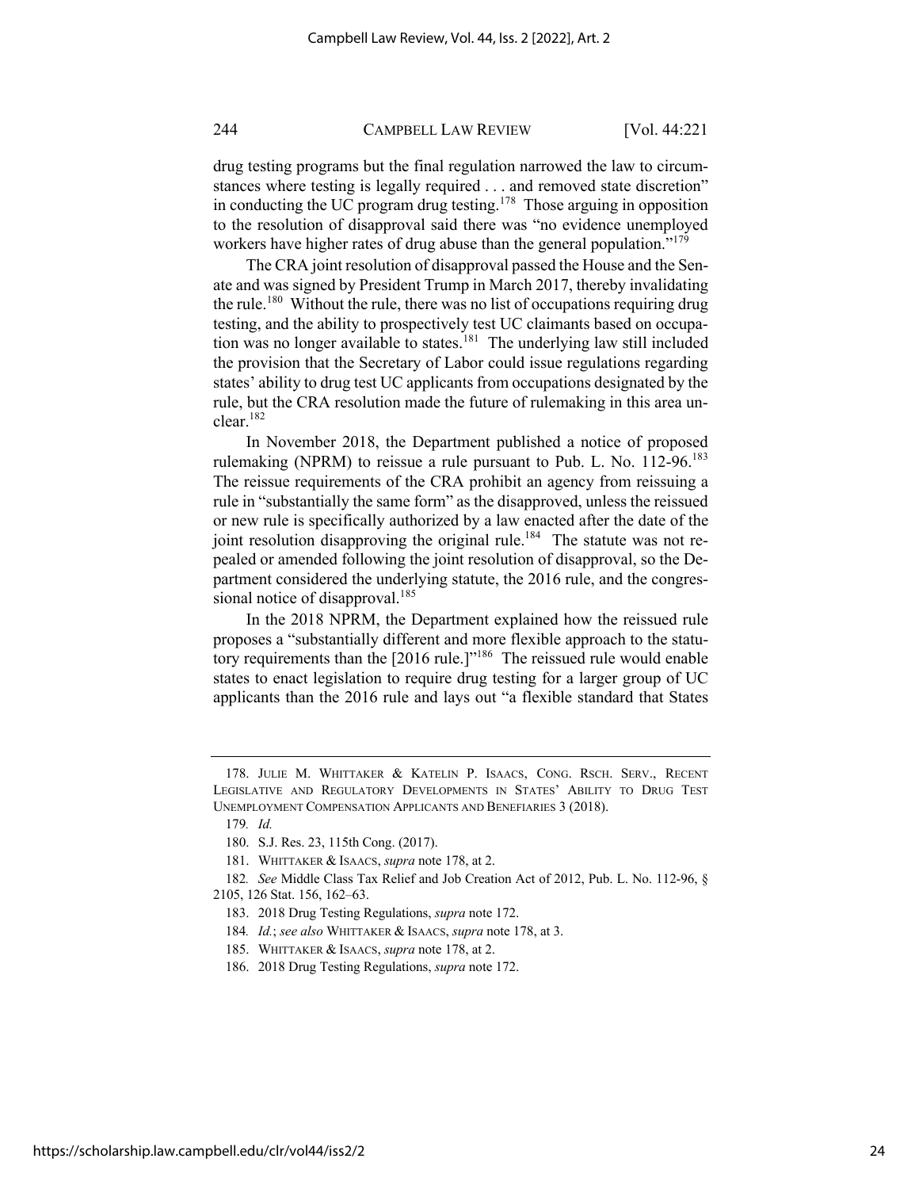drug testing programs but the final regulation narrowed the law to circumstances where testing is legally required . . . and removed state discretion" in conducting the UC program drug testing.[178] Those arguing in opposition to the resolution of disapproval said there was "no evidence unemployed workers have higher rates of drug abuse than the general population."[179]

The CRA joint resolution of disapproval passed the House and the Senate and was signed by President Trump in March 2017, thereby invalidating the rule.[180] Without the rule, there was no list of occupations requiring drug testing, and the ability to prospectively test UC claimants based on occupation was no longer available to states.[181] The underlying law still included the provision that the Secretary of Labor could issue regulations regarding states' ability to drug test UC applicants from occupations designated by the rule, but the CRA resolution made the future of rulemaking in this area unclear.[182]

In November 2018, the Department published a notice of proposed rulemaking (NPRM) to reissue a rule pursuant to Pub. L. No. 112-96.[183] The reissue requirements of the CRA prohibit an agency from reissuing a rule in "substantially the same form" as the disapproved, unless the reissued or new rule is specifically authorized by a law enacted after the date of the joint resolution disapproving the original rule.[184] The statute was not repealed or amended following the joint resolution of disapproval, so the Department considered the underlying statute, the 2016 rule, and the congressional notice of disapproval.[185]

In the 2018 NPRM, the Department explained how the reissued rule proposes a "substantially different and more flexible approach to the statutory requirements than the [2016 rule.]"[186] The reissued rule would enable states to enact legislation to require drug testing for a larger group of UC applicants than the 2016 rule and lays out "a flexible standard that States

---

178. JULIE M. WHITTAKER & KATELIN P. ISAACS, CONG. RSCH. SERV., RECENT LEGISLATIVE AND REGULATORY DEVELOPMENTS IN STATES' ABILITY TO DRUG TEST UNEMPLOYMENT COMPENSATION APPLICANTS AND BENEFIARIES 3 (2018).

179. *Id.*

180. S.J. Res. 23, 115th Cong. (2017).

181. WHITTAKER & ISAACS, *supra* note 178, at 2.

182. *See* Middle Class Tax Relief and Job Creation Act of 2012, Pub. L. No. 112-96, § 2105, 126 Stat. 156, 162–63.

183. 2018 Drug Testing Regulations, *supra* note 172.

184. *Id.*; *see also* WHITTAKER & ISAACS, *supra* note 178, at 3.

185. WHITTAKER & ISAACS, *supra* note 178, at 2.

186. 2018 Drug Testing Regulations, *supra* note 172.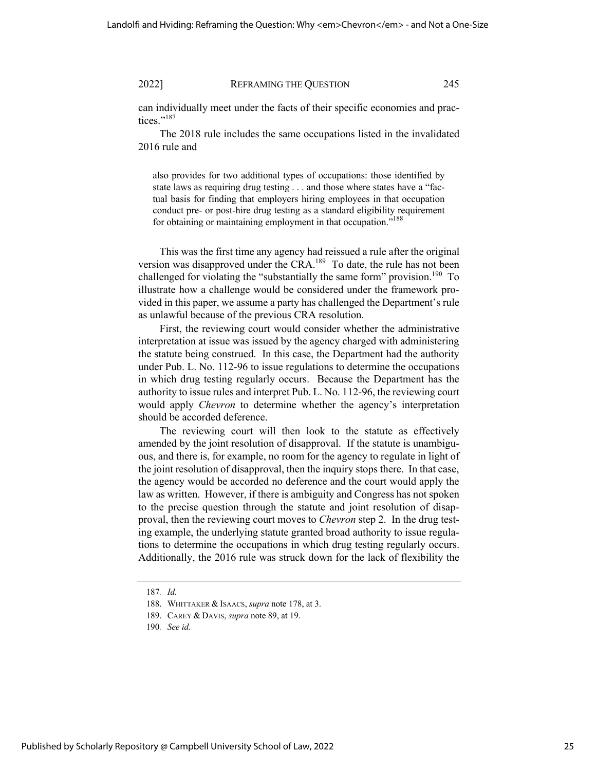can individually meet under the facts of their specific economies and practices."[187]

The 2018 rule includes the same occupations listed in the invalidated 2016 rule and

> also provides for two additional types of occupations: those identified by state laws as requiring drug testing . . . and those where states have a "factual basis for finding that employers hiring employees in that occupation conduct pre- or post-hire drug testing as a standard eligibility requirement for obtaining or maintaining employment in that occupation."[188]

This was the first time any agency had reissued a rule after the original version was disapproved under the CRA.[189] To date, the rule has not been challenged for violating the "substantially the same form" provision.[190] To illustrate how a challenge would be considered under the framework provided in this paper, we assume a party has challenged the Department's rule as unlawful because of the previous CRA resolution.

First, the reviewing court would consider whether the administrative interpretation at issue was issued by the agency charged with administering the statute being construed. In this case, the Department had the authority under Pub. L. No. 112-96 to issue regulations to determine the occupations in which drug testing regularly occurs. Because the Department has the authority to issue rules and interpret Pub. L. No. 112-96, the reviewing court would apply *Chevron* to determine whether the agency's interpretation should be accorded deference.

The reviewing court will then look to the statute as effectively amended by the joint resolution of disapproval. If the statute is unambiguous, and there is, for example, no room for the agency to regulate in light of the joint resolution of disapproval, then the inquiry stops there. In that case, the agency would be accorded no deference and the court would apply the law as written. However, if there is ambiguity and Congress has not spoken to the precise question through the statute and joint resolution of disapproval, then the reviewing court moves to *Chevron* step 2. In the drug testing example, the underlying statute granted broad authority to issue regulations to determine the occupations in which drug testing regularly occurs. Additionally, the 2016 rule was struck down for the lack of flexibility the

---

187. *Id.*

188. WHITTAKER & ISAACS, *supra* note 178, at 3.

189. CAREY & DAVIS, *supra* note 89, at 19.

190. *See id.*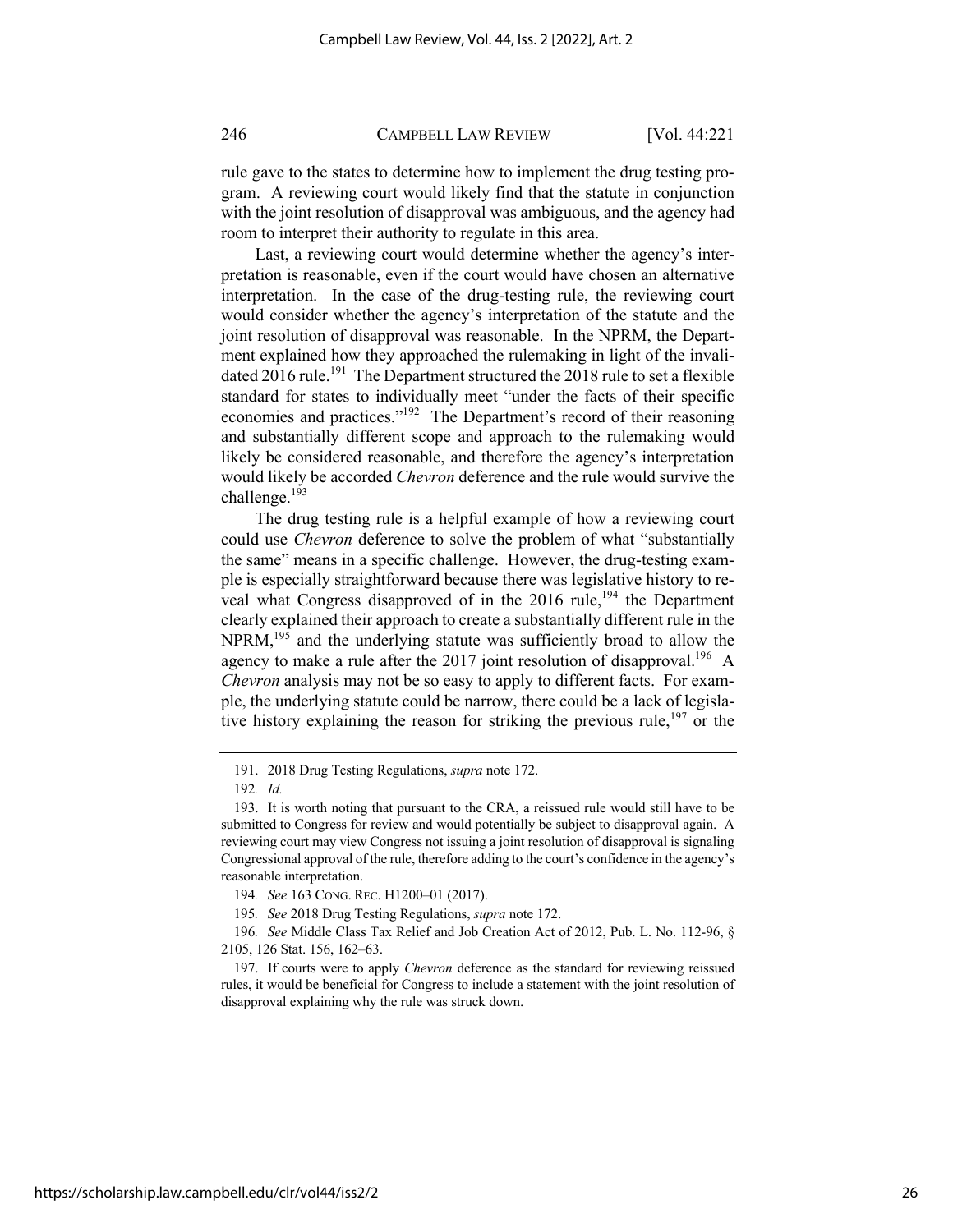rule gave to the states to determine how to implement the drug testing program. A reviewing court would likely find that the statute in conjunction with the joint resolution of disapproval was ambiguous, and the agency had room to interpret their authority to regulate in this area.

Last, a reviewing court would determine whether the agency's interpretation is reasonable, even if the court would have chosen an alternative interpretation. In the case of the drug-testing rule, the reviewing court would consider whether the agency's interpretation of the statute and the joint resolution of disapproval was reasonable. In the NPRM, the Department explained how they approached the rulemaking in light of the invalidated 2016 rule.[191] The Department structured the 2018 rule to set a flexible standard for states to individually meet "under the facts of their specific economies and practices."[192] The Department's record of their reasoning and substantially different scope and approach to the rulemaking would likely be considered reasonable, and therefore the agency's interpretation would likely be accorded *Chevron* deference and the rule would survive the challenge.[193]

The drug testing rule is a helpful example of how a reviewing court could use *Chevron* deference to solve the problem of what "substantially the same" means in a specific challenge. However, the drug-testing example is especially straightforward because there was legislative history to reveal what Congress disapproved of in the 2016 rule,[194] the Department clearly explained their approach to create a substantially different rule in the NPRM,[195] and the underlying statute was sufficiently broad to allow the agency to make a rule after the 2017 joint resolution of disapproval.[196] A *Chevron* analysis may not be so easy to apply to different facts. For example, the underlying statute could be narrow, there could be a lack of legislative history explaining the reason for striking the previous rule,[197] or the

---

191. 2018 Drug Testing Regulations, *supra* note 172.

192. *Id.*

193. It is worth noting that pursuant to the CRA, a reissued rule would still have to be submitted to Congress for review and would potentially be subject to disapproval again. A reviewing court may view Congress not issuing a joint resolution of disapproval is signaling Congressional approval of the rule, therefore adding to the court's confidence in the agency's reasonable interpretation.

194. *See* 163 CONG. REC. H1200–01 (2017).

195. *See* 2018 Drug Testing Regulations, *supra* note 172.

196. *See* Middle Class Tax Relief and Job Creation Act of 2012, Pub. L. No. 112-96, § 2105, 126 Stat. 156, 162–63.

197. If courts were to apply *Chevron* deference as the standard for reviewing reissued rules, it would be beneficial for Congress to include a statement with the joint resolution of disapproval explaining why the rule was struck down.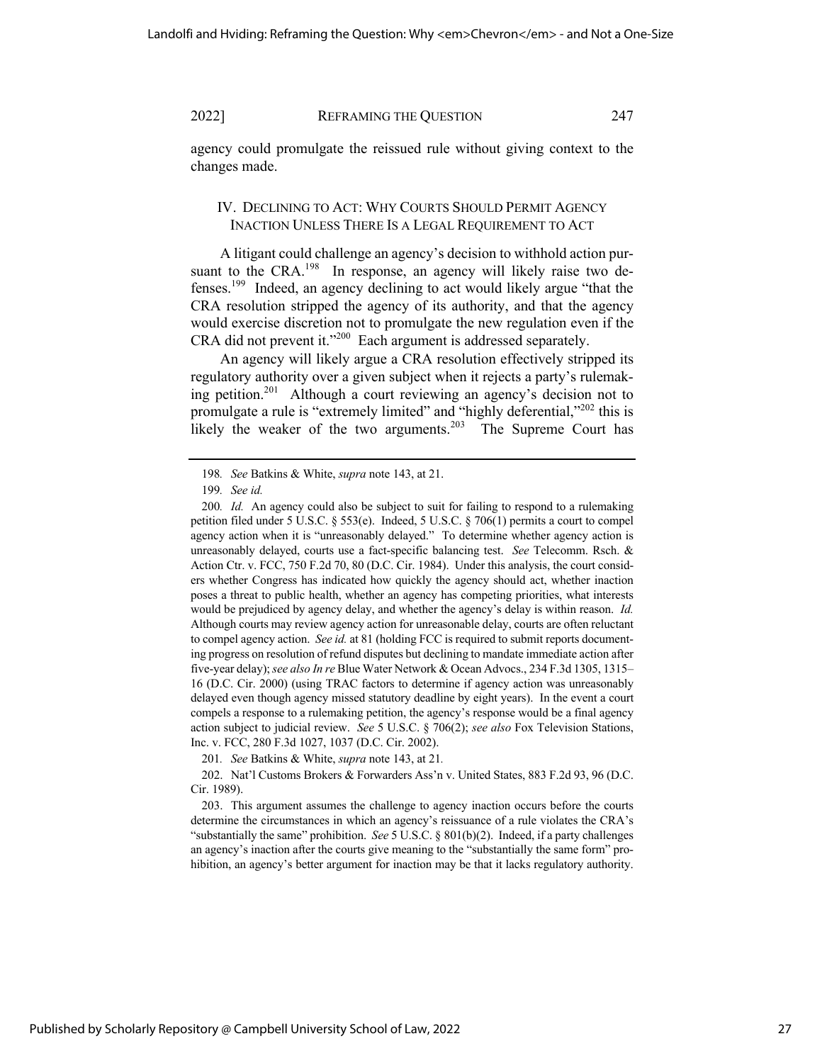agency could promulgate the reissued rule without giving context to the changes made.

## IV. Declining to Act: Why Courts Should Permit Agency Inaction Unless There Is a Legal Requirement to Act

A litigant could challenge an agency's decision to withhold action pursuant to the CRA.[198] In response, an agency will likely raise two defenses.[199] Indeed, an agency declining to act would likely argue "that the CRA resolution stripped the agency of its authority, and that the agency would exercise discretion not to promulgate the new regulation even if the CRA did not prevent it."[200] Each argument is addressed separately.

An agency will likely argue a CRA resolution effectively stripped its regulatory authority over a given subject when it rejects a party's rulemaking petition.[201] Although a court reviewing an agency's decision not to promulgate a rule is "extremely limited" and "highly deferential,"[202] this is likely the weaker of the two arguments.[203] The Supreme Court has

---

198. *See* Batkins & White, *supra* note 143, at 21.

199. *See id.*

200. *Id.* An agency could also be subject to suit for failing to respond to a rulemaking petition filed under 5 U.S.C. § 553(e). Indeed, 5 U.S.C. § 706(1) permits a court to compel agency action when it is "unreasonably delayed." To determine whether agency action is unreasonably delayed, courts use a fact-specific balancing test. *See* Telecomm. Rsch. & Action Ctr. v. FCC, 750 F.2d 70, 80 (D.C. Cir. 1984). Under this analysis, the court considers whether Congress has indicated how quickly the agency should act, whether inaction poses a threat to public health, whether an agency has competing priorities, what interests would be prejudiced by agency delay, and whether the agency's delay is within reason. *Id.* Although courts may review agency action for unreasonable delay, courts are often reluctant to compel agency action. *See id.* at 81 (holding FCC is required to submit reports documenting progress on resolution of refund disputes but declining to mandate immediate action after five-year delay); *see also In re* Blue Water Network & Ocean Advocs., 234 F.3d 1305, 1315–16 (D.C. Cir. 2000) (using TRAC factors to determine if agency action was unreasonably delayed even though agency missed statutory deadline by eight years). In the event a court compels a response to a rulemaking petition, the agency's response would be a final agency action subject to judicial review. *See* 5 U.S.C. § 706(2); *see also* Fox Television Stations, Inc. v. FCC, 280 F.3d 1027, 1037 (D.C. Cir. 2002).

201. *See* Batkins & White, *supra* note 143, at 21.

202. Nat'l Customs Brokers & Forwarders Ass'n v. United States, 883 F.2d 93, 96 (D.C. Cir. 1989).

203. This argument assumes the challenge to agency inaction occurs before the courts determine the circumstances in which an agency's reissuance of a rule violates the CRA's "substantially the same" prohibition. *See* 5 U.S.C. § 801(b)(2). Indeed, if a party challenges an agency's inaction after the courts give meaning to the "substantially the same form" prohibition, an agency's better argument for inaction may be that it lacks regulatory authority.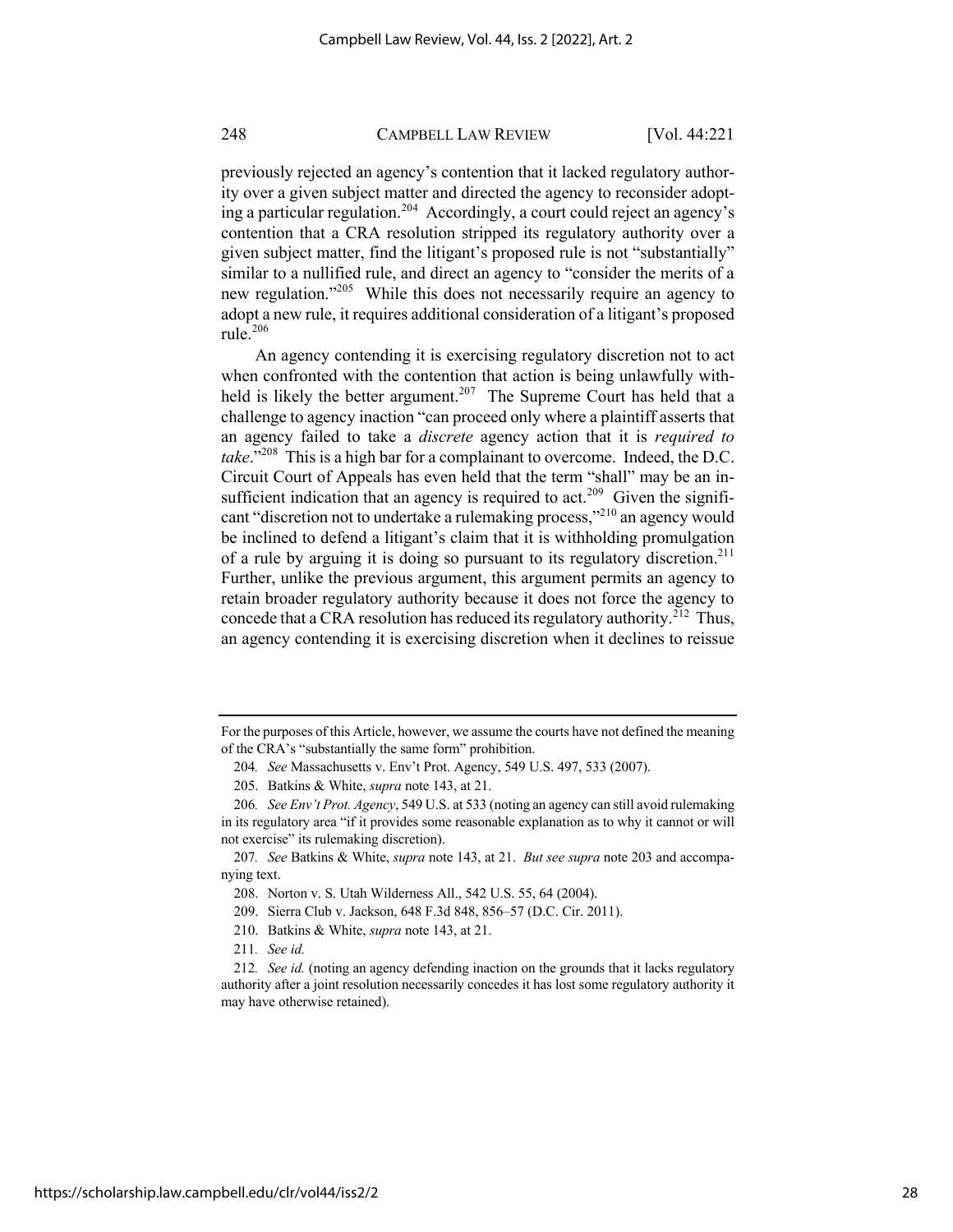previously rejected an agency's contention that it lacked regulatory authority over a given subject matter and directed the agency to reconsider adopting a particular regulation.[204] Accordingly, a court could reject an agency's contention that a CRA resolution stripped its regulatory authority over a given subject matter, find the litigant's proposed rule is not "substantially" similar to a nullified rule, and direct an agency to "consider the merits of a new regulation."[205] While this does not necessarily require an agency to adopt a new rule, it requires additional consideration of a litigant's proposed rule.[206]

An agency contending it is exercising regulatory discretion not to act when confronted with the contention that action is being unlawfully withheld is likely the better argument.[207] The Supreme Court has held that a challenge to agency inaction "can proceed only where a plaintiff asserts that an agency failed to take a *discrete* agency action that it is *required to take*."[208] This is a high bar for a complainant to overcome. Indeed, the D.C. Circuit Court of Appeals has even held that the term "shall" may be an insufficient indication that an agency is required to act.[209] Given the significant "discretion not to undertake a rulemaking process,"[210] an agency would be inclined to defend a litigant's claim that it is withholding promulgation of a rule by arguing it is doing so pursuant to its regulatory discretion.[211] Further, unlike the previous argument, this argument permits an agency to retain broader regulatory authority because it does not force the agency to concede that a CRA resolution has reduced its regulatory authority.[212] Thus, an agency contending it is exercising discretion when it declines to reissue

---

For the purposes of this Article, however, we assume the courts have not defined the meaning of the CRA's "substantially the same form" prohibition.

204. *See* Massachusetts v. Env't Prot. Agency, 549 U.S. 497, 533 (2007).

205. Batkins & White, *supra* note 143, at 21.

206. *See Env't Prot. Agency*, 549 U.S. at 533 (noting an agency can still avoid rulemaking in its regulatory area "if it provides some reasonable explanation as to why it cannot or will not exercise" its rulemaking discretion).

207. *See* Batkins & White, *supra* note 143, at 21. *But see supra* note 203 and accompanying text.

208. Norton v. S. Utah Wilderness All., 542 U.S. 55, 64 (2004).

209. Sierra Club v. Jackson, 648 F.3d 848, 856–57 (D.C. Cir. 2011).

210. Batkins & White, *supra* note 143, at 21.

211. *See id.*

212. *See id.* (noting an agency defending inaction on the grounds that it lacks regulatory authority after a joint resolution necessarily concedes it has lost some regulatory authority it may have otherwise retained).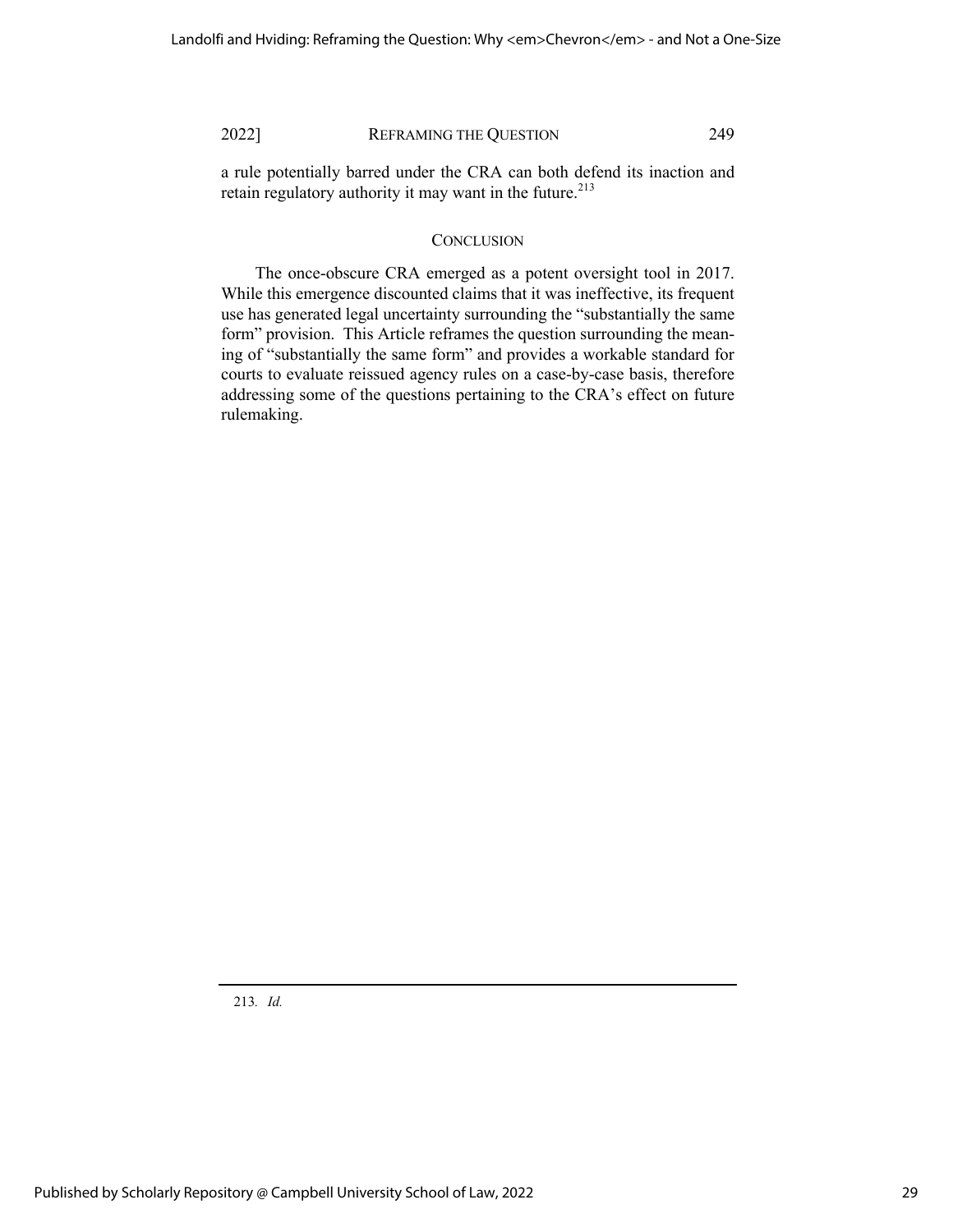a rule potentially barred under the CRA can both defend its inaction and retain regulatory authority it may want in the future.[213]

## CONCLUSION

The once-obscure CRA emerged as a potent oversight tool in 2017. While this emergence discounted claims that it was ineffective, its frequent use has generated legal uncertainty surrounding the "substantially the same form" provision. This Article reframes the question surrounding the meaning of "substantially the same form" and provides a workable standard for courts to evaluate reissued agency rules on a case-by-case basis, therefore addressing some of the questions pertaining to the CRA's effect on future rulemaking.

---

213. *Id.*